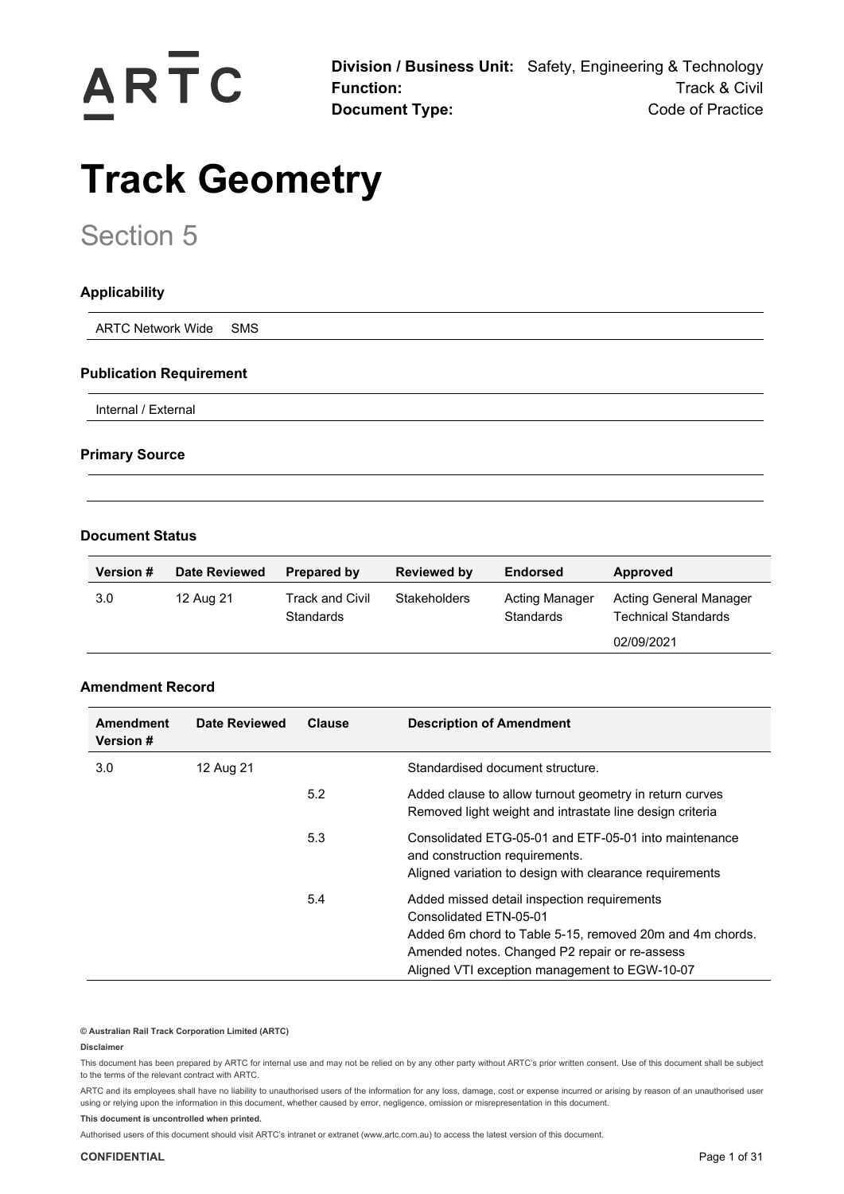ARTC

**Division / Business Unit:** Safety, Engineering & Technology
**Function:** Track & Civil
**Document Type:** Code of Practice

# Track Geometry

## Section 5

### Applicability

ARTC Network Wide SMS

### Publication Requirement

Internal / External

### Primary Source

### Document Status

| Version # | Date Reviewed | Prepared by | Reviewed by | Endorsed | Approved |
|---|---|---|---|---|---|
| 3.0 | 12 Aug 21 | Track and Civil Standards | Stakeholders | Acting Manager Standards | Acting General Manager Technical Standards<br>02/09/2021 |

### Amendment Record

| Amendment Version # | Date Reviewed | Clause | Description of Amendment |
|---|---|---|---|
| 3.0 | 12 Aug 21 | | Standardised document structure. |
| | | 5.2 | Added clause to allow turnout geometry in return curves<br>Removed light weight and intrastate line design criteria |
| | | 5.3 | Consolidated ETG-05-01 and ETF-05-01 into maintenance and construction requirements.<br>Aligned variation to design with clearance requirements |
| | | 5.4 | Added missed detail inspection requirements<br>Consolidated ETN-05-01<br>Added 6m chord to Table 5-15, removed 20m and 4m chords.<br>Amended notes. Changed P2 repair or re-assess<br>Aligned VTI exception management to EGW-10-07 |

**© Australian Rail Track Corporation Limited (ARTC)**

**Disclaimer**

This document has been prepared by ARTC for internal use and may not be relied on by any other party without ARTC's prior written consent. Use of this document shall be subject to the terms of the relevant contract with ARTC.

ARTC and its employees shall have no liability to unauthorised users of the information for any loss, damage, cost or expense incurred or arising by reason of an unauthorised user using or relying upon the information in this document, whether caused by error, negligence, omission or misrepresentation in this document.

**This document is uncontrolled when printed.**

Authorised users of this document should visit ARTC's intranet or extranet (www.artc.com.au) to access the latest version of this document.

**CONFIDENTIAL**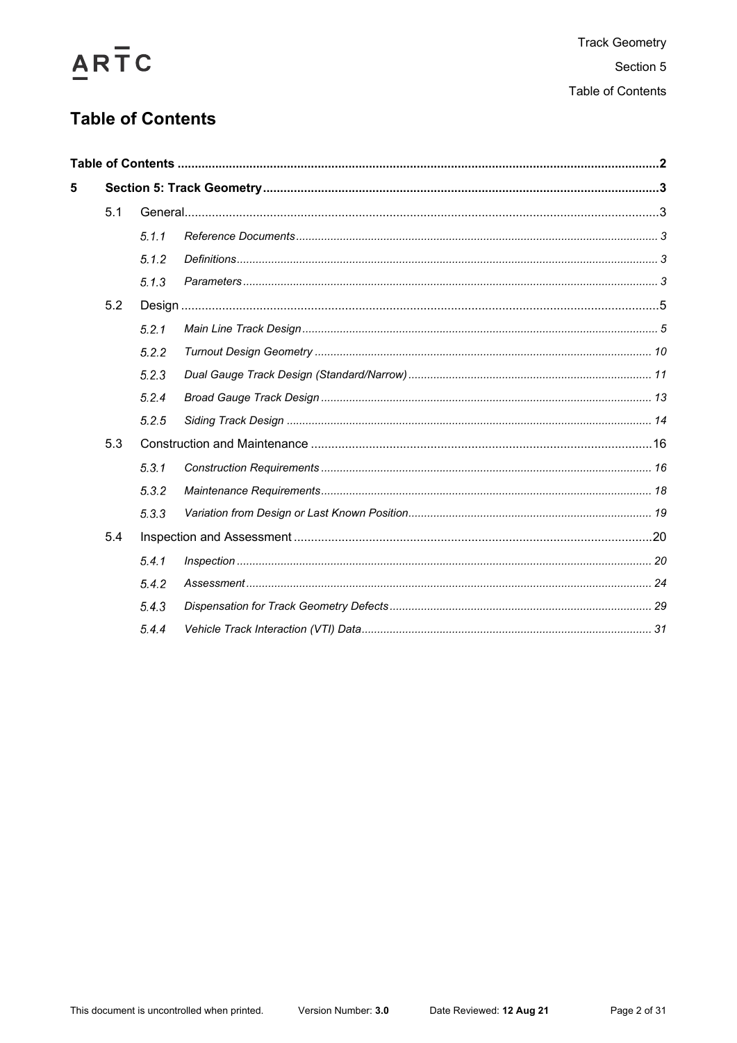# Table of Contents

**Table of Contents** ..... 2

**5 Section 5: Track Geometry** ..... 3

- 5.1 General ..... 3
  - *5.1.1 Reference Documents* ..... 3
  - *5.1.2 Definitions* ..... 3
  - *5.1.3 Parameters* ..... 3
- 5.2 Design ..... 5
  - *5.2.1 Main Line Track Design* ..... 5
  - *5.2.2 Turnout Design Geometry* ..... 10
  - *5.2.3 Dual Gauge Track Design (Standard/Narrow)* ..... 11
  - *5.2.4 Broad Gauge Track Design* ..... 13
  - *5.2.5 Siding Track Design* ..... 14
- 5.3 Construction and Maintenance ..... 16
  - *5.3.1 Construction Requirements* ..... 16
  - *5.3.2 Maintenance Requirements* ..... 18
  - *5.3.3 Variation from Design or Last Known Position* ..... 19
- 5.4 Inspection and Assessment ..... 20
  - *5.4.1 Inspection* ..... 20
  - *5.4.2 Assessment* ..... 24
  - *5.4.3 Dispensation for Track Geometry Defects* ..... 29
  - *5.4.4 Vehicle Track Interaction (VTI) Data* ..... 31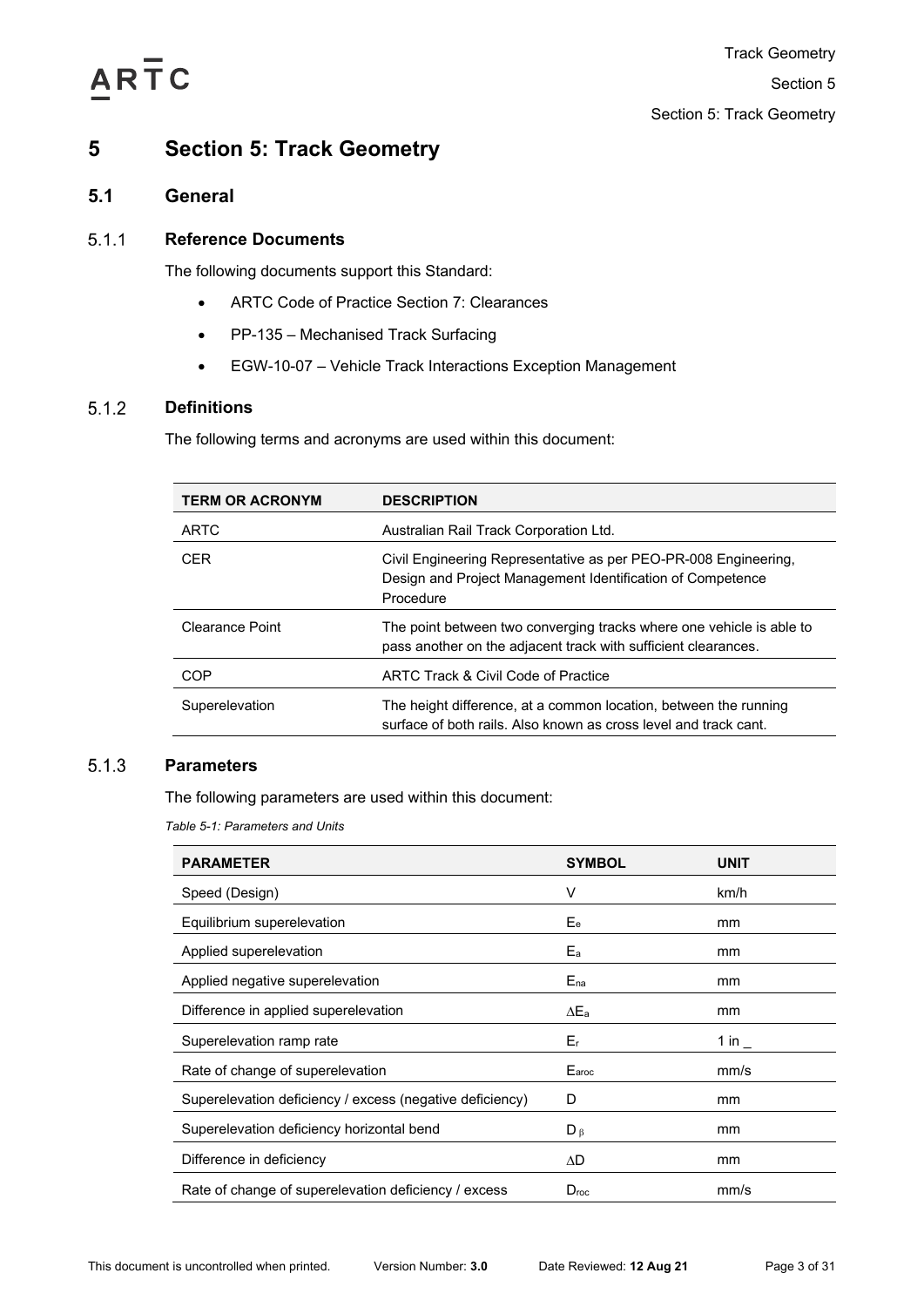# 5 Section 5: Track Geometry

## 5.1 General

### 5.1.1 Reference Documents

The following documents support this Standard:

- ARTC Code of Practice Section 7: Clearances
- PP-135 – Mechanised Track Surfacing
- EGW-10-07 – Vehicle Track Interactions Exception Management

### 5.1.2 Definitions

The following terms and acronyms are used within this document:

| TERM OR ACRONYM | DESCRIPTION |
| --- | --- |
| ARTC | Australian Rail Track Corporation Ltd. |
| CER | Civil Engineering Representative as per PEO-PR-008 Engineering, Design and Project Management Identification of Competence Procedure |
| Clearance Point | The point between two converging tracks where one vehicle is able to pass another on the adjacent track with sufficient clearances. |
| COP | ARTC Track & Civil Code of Practice |
| Superelevation | The height difference, at a common location, between the running surface of both rails. Also known as cross level and track cant. |

### 5.1.3 Parameters

The following parameters are used within this document:

*Table 5-1: Parameters and Units*

| PARAMETER | SYMBOL | UNIT |
| --- | --- | --- |
| Speed (Design) | $V$ | km/h |
| Equilibrium superelevation | $E_e$ | mm |
| Applied superelevation | $E_a$ | mm |
| Applied negative superelevation | $E_{na}$ | mm |
| Difference in applied superelevation | $\Delta E_a$ | mm |
| Superelevation ramp rate | $E_r$ | 1 in _ |
| Rate of change of superelevation | $E_{aroc}$ | mm/s |
| Superelevation deficiency / excess (negative deficiency) | $D$ | mm |
| Superelevation deficiency horizontal bend | $D_{\beta}$ | mm |
| Difference in deficiency | $\Delta D$ | mm |
| Rate of change of superelevation deficiency / excess | $D_{roc}$ | mm/s |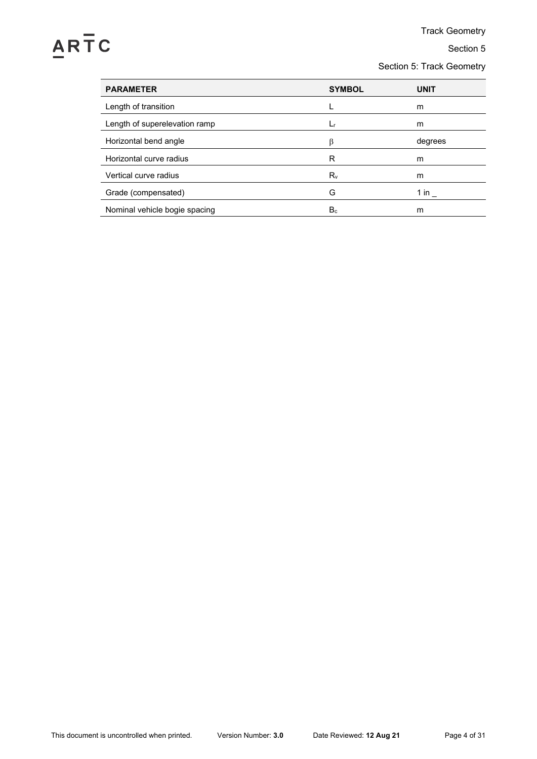| PARAMETER | SYMBOL | UNIT |
|---|---|---|
| Length of transition | L | m |
| Length of superelevation ramp | $L_r$ | m |
| Horizontal bend angle | $\beta$ | degrees |
| Horizontal curve radius | R | m |
| Vertical curve radius | $R_v$ | m |
| Grade (compensated) | G | 1 in _ |
| Nominal vehicle bogie spacing | $B_c$ | m |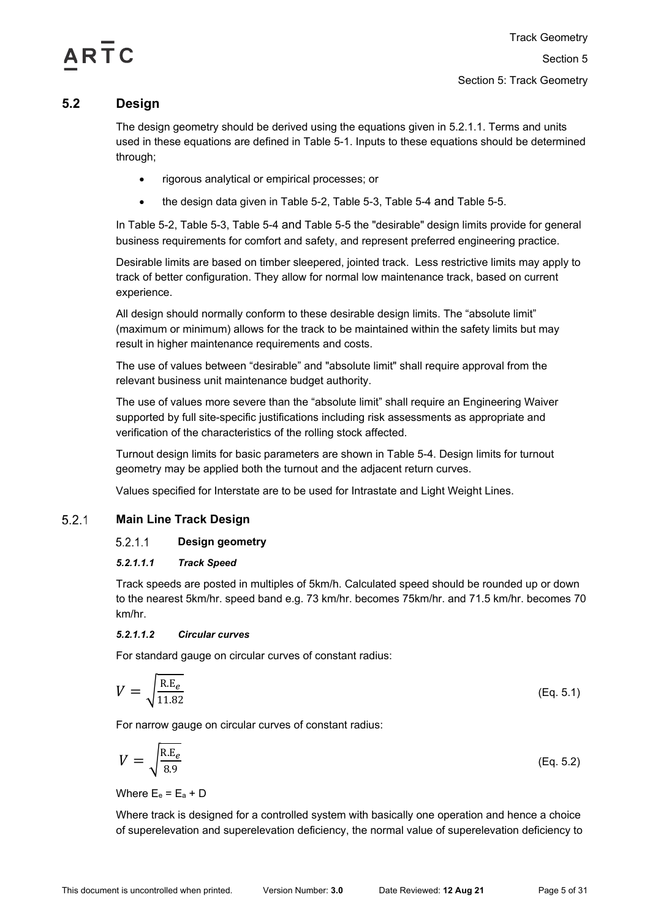## 5.2 Design

The design geometry should be derived using the equations given in 5.2.1.1. Terms and units used in these equations are defined in Table 5-1. Inputs to these equations should be determined through;

- rigorous analytical or empirical processes; or
- the design data given in Table 5-2, Table 5-3, Table 5-4 and Table 5-5.

In Table 5-2, Table 5-3, Table 5-4 and Table 5-5 the "desirable" design limits provide for general business requirements for comfort and safety, and represent preferred engineering practice.

Desirable limits are based on timber sleepered, jointed track. Less restrictive limits may apply to track of better configuration. They allow for normal low maintenance track, based on current experience.

All design should normally conform to these desirable design limits. The "absolute limit" (maximum or minimum) allows for the track to be maintained within the safety limits but may result in higher maintenance requirements and costs.

The use of values between "desirable" and "absolute limit" shall require approval from the relevant business unit maintenance budget authority.

The use of values more severe than the "absolute limit" shall require an Engineering Waiver supported by full site-specific justifications including risk assessments as appropriate and verification of the characteristics of the rolling stock affected.

Turnout design limits for basic parameters are shown in Table 5-4. Design limits for turnout geometry may be applied both the turnout and the adjacent return curves.

Values specified for Interstate are to be used for Intrastate and Light Weight Lines.

### 5.2.1 Main Line Track Design

#### 5.2.1.1 Design geometry

##### *5.2.1.1.1 Track Speed*

Track speeds are posted in multiples of 5km/h. Calculated speed should be rounded up or down to the nearest 5km/hr. speed band e.g. 73 km/hr. becomes 75km/hr. and 71.5 km/hr. becomes 70 km/hr.

##### *5.2.1.1.2 Circular curves*

For standard gauge on circular curves of constant radius:

$$V = \sqrt{\frac{\mathrm{R.E}_e}{11.82}} \qquad \text{(Eq. 5.1)}$$

For narrow gauge on circular curves of constant radius:

$$V = \sqrt{\frac{\mathrm{R.E}_e}{8.9}} \qquad \text{(Eq. 5.2)}$$

Where $E_e = E_a + D$

Where track is designed for a controlled system with basically one operation and hence a choice of superelevation and superelevation deficiency, the normal value of superelevation deficiency to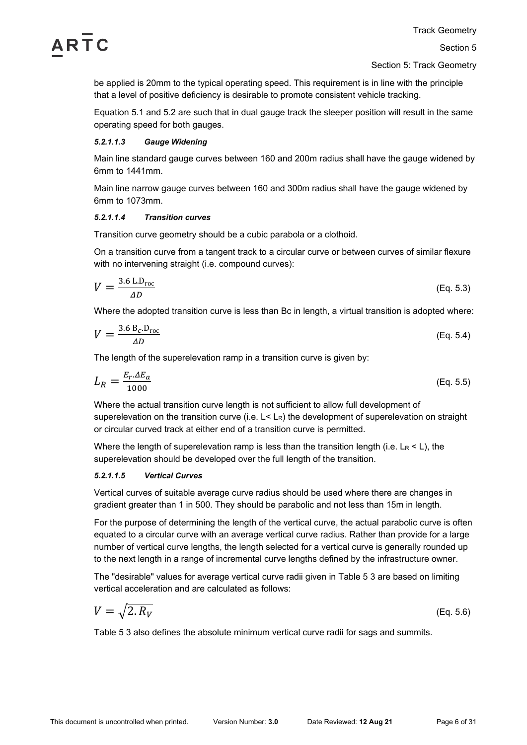be applied is 20mm to the typical operating speed. This requirement is in line with the principle that a level of positive deficiency is desirable to promote consistent vehicle tracking.

Equation 5.1 and 5.2 are such that in dual gauge track the sleeper position will result in the same operating speed for both gauges.

##### *5.2.1.1.3 Gauge Widening*

Main line standard gauge curves between 160 and 200m radius shall have the gauge widened by 6mm to 1441mm.

Main line narrow gauge curves between 160 and 300m radius shall have the gauge widened by 6mm to 1073mm.

##### *5.2.1.1.4 Transition curves*

Transition curve geometry should be a cubic parabola or a clothoid.

On a transition curve from a tangent track to a circular curve or between curves of similar flexure with no intervening straight (i.e. compound curves):

$$V = \frac{3.6\ \mathrm{L.D_{roc}}}{\Delta D} \qquad \text{(Eq. 5.3)}$$

Where the adopted transition curve is less than Bc in length, a virtual transition is adopted where:

$$V = \frac{3.6\ \mathrm{B}_c.\mathrm{D_{roc}}}{\Delta D} \qquad \text{(Eq. 5.4)}$$

The length of the superelevation ramp in a transition curve is given by:

$$L_R = \frac{E_r.\Delta E_a}{1000} \qquad \text{(Eq. 5.5)}$$

Where the actual transition curve length is not sufficient to allow full development of superelevation on the transition curve (i.e. $L < L_R$) the development of superelevation on straight or circular curved track at either end of a transition curve is permitted.

Where the length of superelevation ramp is less than the transition length (i.e. $L_R < L$), the superelevation should be developed over the full length of the transition.

##### *5.2.1.1.5 Vertical Curves*

Vertical curves of suitable average curve radius should be used where there are changes in gradient greater than 1 in 500. They should be parabolic and not less than 15m in length.

For the purpose of determining the length of the vertical curve, the actual parabolic curve is often equated to a circular curve with an average vertical curve radius. Rather than provide for a large number of vertical curve lengths, the length selected for a vertical curve is generally rounded up to the next length in a range of incremental curve lengths defined by the infrastructure owner.

The "desirable" values for average vertical curve radii given in Table 5 3 are based on limiting vertical acceleration and are calculated as follows:

$$V = \sqrt{2.R_V} \qquad \text{(Eq. 5.6)}$$

Table 5 3 also defines the absolute minimum vertical curve radii for sags and summits.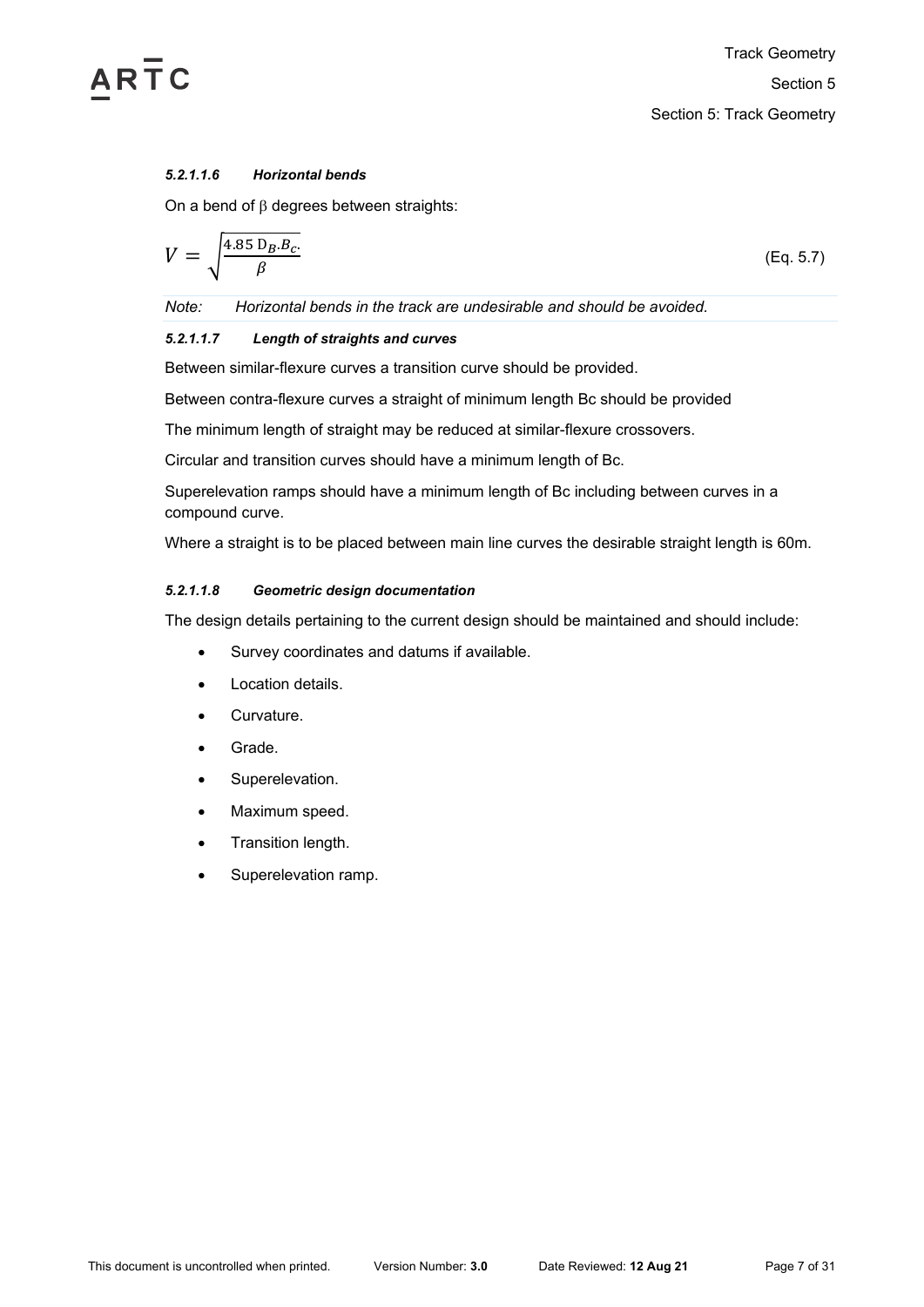##### *5.2.1.1.6 Horizontal bends*

On a bend of β degrees between straights:

$$V = \sqrt{\frac{4.85 \, D_B . B_c .}{\beta}} \qquad \text{(Eq. 5.7)}$$

*Note: Horizontal bends in the track are undesirable and should be avoided.*

##### *5.2.1.1.7 Length of straights and curves*

Between similar-flexure curves a transition curve should be provided.

Between contra-flexure curves a straight of minimum length Bc should be provided

The minimum length of straight may be reduced at similar-flexure crossovers.

Circular and transition curves should have a minimum length of Bc.

Superelevation ramps should have a minimum length of Bc including between curves in a compound curve.

Where a straight is to be placed between main line curves the desirable straight length is 60m.

##### *5.2.1.1.8 Geometric design documentation*

The design details pertaining to the current design should be maintained and should include:

- Survey coordinates and datums if available.
- Location details.
- Curvature.
- Grade.
- Superelevation.
- Maximum speed.
- Transition length.
- Superelevation ramp.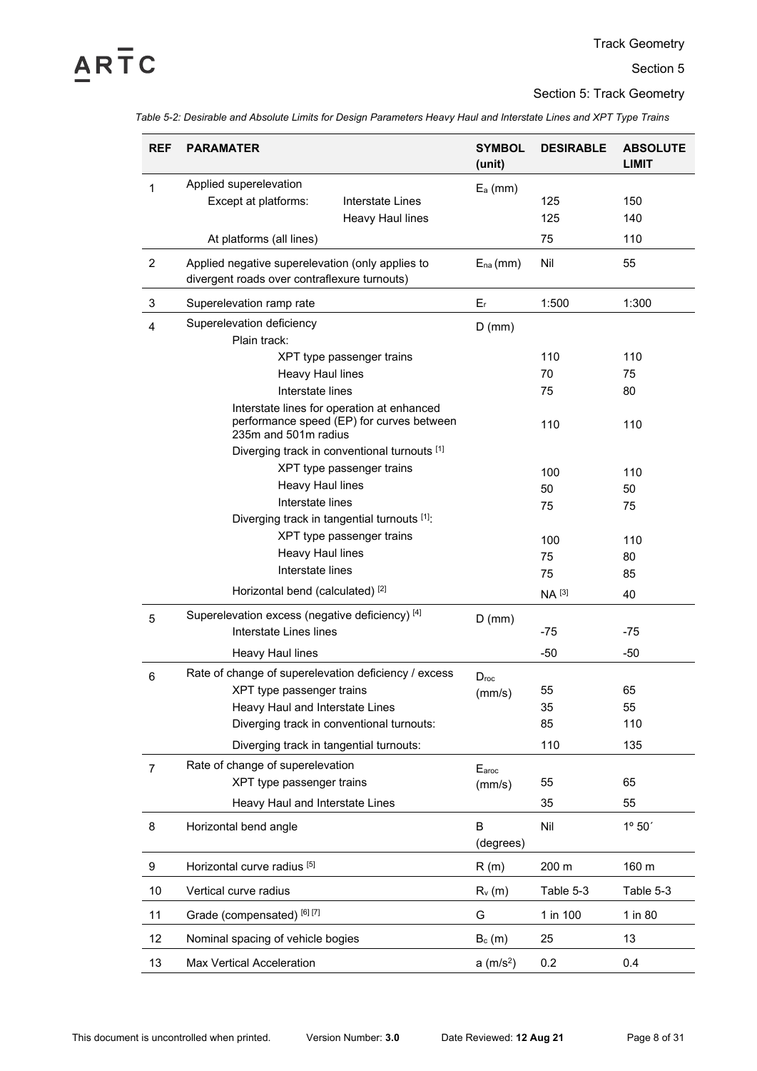Section 5: Track Geometry

*Table 5-2: Desirable and Absolute Limits for Design Parameters Heavy Haul and Interstate Lines and XPT Type Trains*

| REF | PARAMATER | SYMBOL (unit) | DESIRABLE | ABSOLUTE LIMIT |
|---|---|---|---|---|
| 1 | Applied superelevation | $E_a$ (mm) | | |
| | Except at platforms: Interstate Lines | | 125 | 150 |
| | Except at platforms: Heavy Haul lines | | 125 | 140 |
| | At platforms (all lines) | | 75 | 110 |
| 2 | Applied negative superelevation (only applies to divergent roads over contraflexure turnouts) | $E_{na}$ (mm) | Nil | 55 |
| 3 | Superelevation ramp rate | $E_r$ | 1:500 | 1:300 |
| 4 | Superelevation deficiency | D (mm) | | |
| | Plain track: | | | |
| | XPT type passenger trains | | 110 | 110 |
| | Heavy Haul lines | | 70 | 75 |
| | Interstate lines | | 75 | 80 |
| | Interstate lines for operation at enhanced performance speed (EP) for curves between 235m and 501m radius | | 110 | 110 |
| | Diverging track in conventional turnouts [1] | | | |
| | XPT type passenger trains | | 100 | 110 |
| | Heavy Haul lines | | 50 | 50 |
| | Interstate lines | | 75 | 75 |
| | Diverging track in tangential turnouts [1]: | | | |
| | XPT type passenger trains | | 100 | 110 |
| | Heavy Haul lines | | 75 | 80 |
| | Interstate lines | | 75 | 85 |
| | Horizontal bend (calculated) [2] | | NA [3] | 40 |
| 5 | Superelevation excess (negative deficiency) [4] | D (mm) | | |
| | Interstate Lines lines | | -75 | -75 |
| | Heavy Haul lines | | -50 | -50 |
| 6 | Rate of change of superelevation deficiency / excess | $D_{roc}$ (mm/s) | | |
| | XPT type passenger trains | | 55 | 65 |
| | Heavy Haul and Interstate Lines | | 35 | 55 |
| | Diverging track in conventional turnouts: | | 85 | 110 |
| | Diverging track in tangential turnouts: | | 110 | 135 |
| 7 | Rate of change of superelevation | $E_{aroc}$ (mm/s) | | |
| | XPT type passenger trains | | 55 | 65 |
| | Heavy Haul and Interstate Lines | | 35 | 55 |
| 8 | Horizontal bend angle | B (degrees) | Nil | 1º 50´ |
| 9 | Horizontal curve radius [5] | R (m) | 200 m | 160 m |
| 10 | Vertical curve radius | $R_v$ (m) | Table 5-3 | Table 5-3 |
| 11 | Grade (compensated) [6] [7] | G | 1 in 100 | 1 in 80 |
| 12 | Nominal spacing of vehicle bogies | $B_c$ (m) | 25 | 13 |
| 13 | Max Vertical Acceleration | a ($m/s^2$) | 0.2 | 0.4 |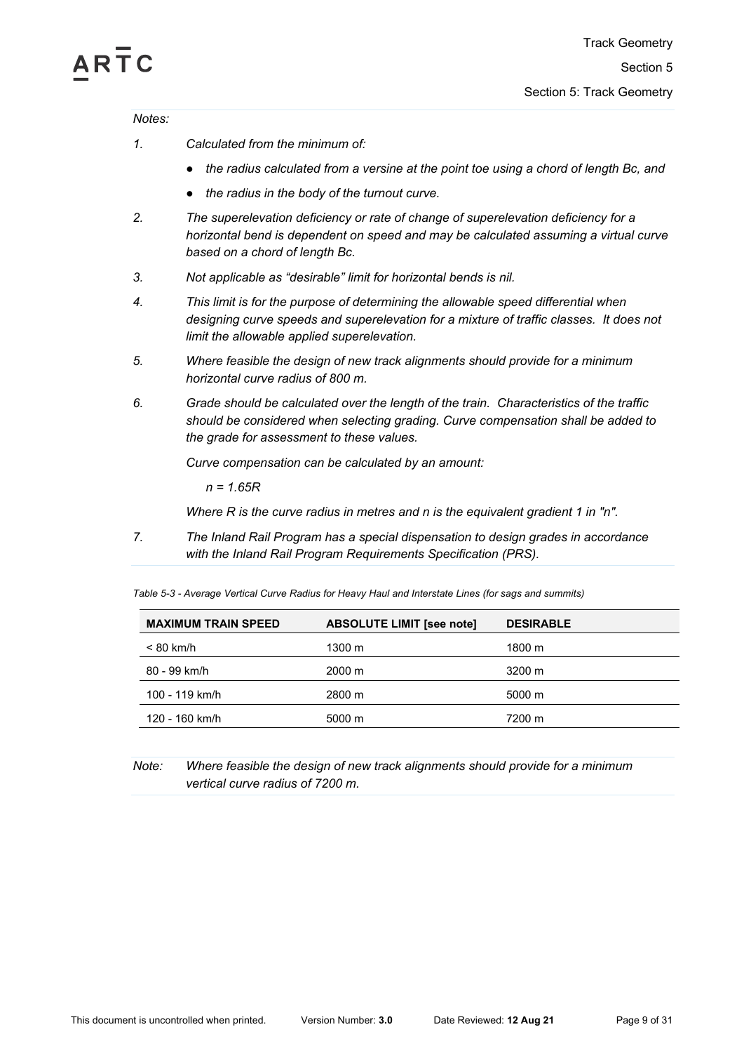*Notes:*

*1.* *Calculated from the minimum of:*

- *the radius calculated from a versine at the point toe using a chord of length Bc, and*
- *the radius in the body of the turnout curve.*

*2.* *The superelevation deficiency or rate of change of superelevation deficiency for a horizontal bend is dependent on speed and may be calculated assuming a virtual curve based on a chord of length Bc.*

*3.* *Not applicable as "desirable" limit for horizontal bends is nil.*

*4.* *This limit is for the purpose of determining the allowable speed differential when designing curve speeds and superelevation for a mixture of traffic classes. It does not limit the allowable applied superelevation.*

*5.* *Where feasible the design of new track alignments should provide for a minimum horizontal curve radius of 800 m.*

*6.* *Grade should be calculated over the length of the train. Characteristics of the traffic should be considered when selecting grading. Curve compensation shall be added to the grade for assessment to these values.*

*Curve compensation can be calculated by an amount:*

$n = 1.65R$

*Where R is the curve radius in metres and n is the equivalent gradient 1 in "n".*

*7.* *The Inland Rail Program has a special dispensation to design grades in accordance with the Inland Rail Program Requirements Specification (PRS).*

*Table 5-3 - Average Vertical Curve Radius for Heavy Haul and Interstate Lines (for sags and summits)*

| MAXIMUM TRAIN SPEED | ABSOLUTE LIMIT [see note] | DESIRABLE |
|---|---|---|
| < 80 km/h | 1300 m | 1800 m |
| 80 - 99 km/h | 2000 m | 3200 m |
| 100 - 119 km/h | 2800 m | 5000 m |
| 120 - 160 km/h | 5000 m | 7200 m |

*Note:* *Where feasible the design of new track alignments should provide for a minimum vertical curve radius of 7200 m.*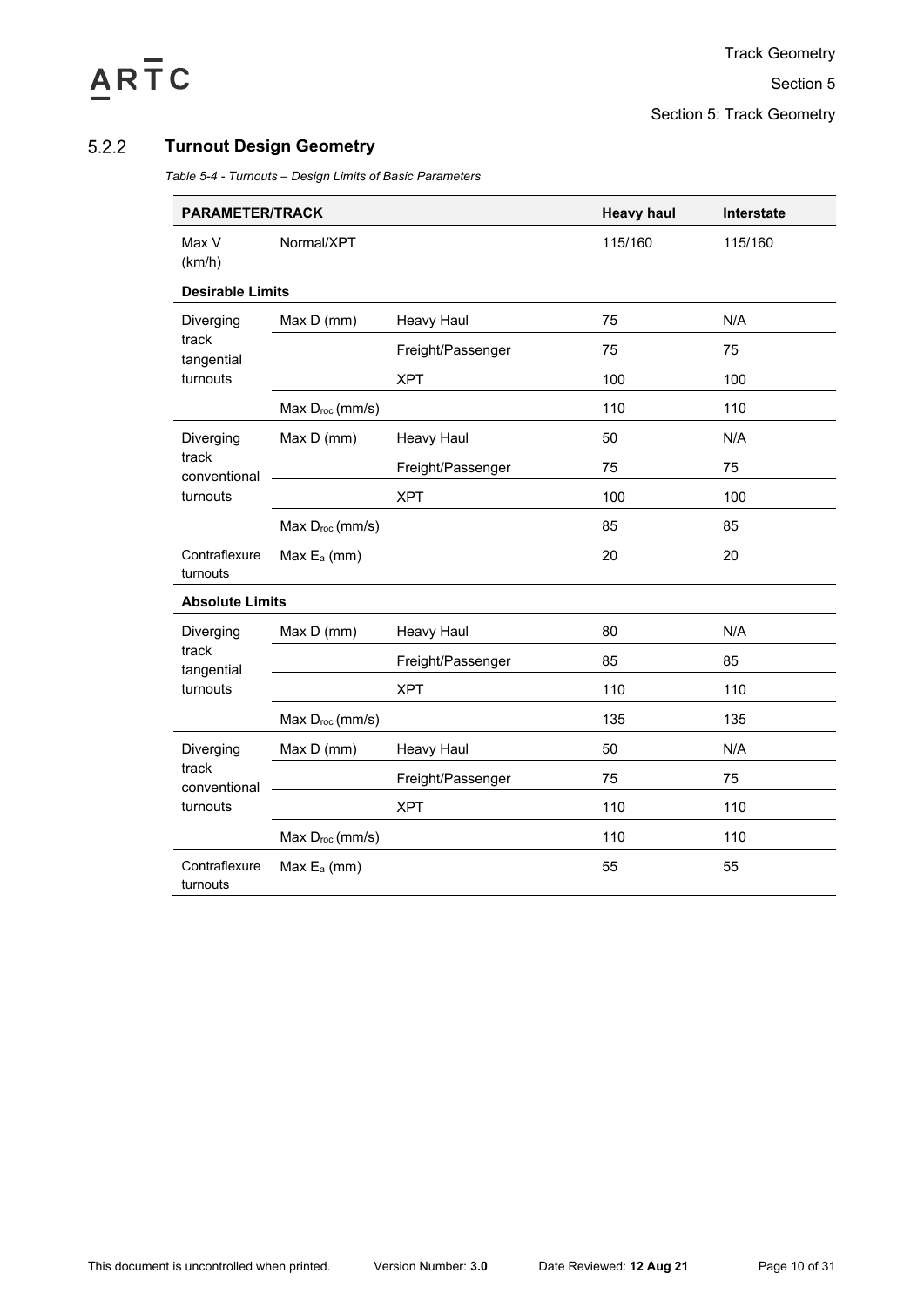### 5.2.2 Turnout Design Geometry

*Table 5-4 - Turnouts – Design Limits of Basic Parameters*

| PARAMETER/TRACK | | | Heavy haul | Interstate |
|---|---|---|---|---|
| Max V (km/h) | Normal/XPT | | 115/160 | 115/160 |
| **Desirable Limits** | | | | |
| Diverging track tangential turnouts | Max D (mm) | Heavy Haul | 75 | N/A |
| | | Freight/Passenger | 75 | 75 |
| | | XPT | 100 | 100 |
| | Max $D_{roc}$ (mm/s) | | 110 | 110 |
| Diverging track conventional turnouts | Max D (mm) | Heavy Haul | 50 | N/A |
| | | Freight/Passenger | 75 | 75 |
| | | XPT | 100 | 100 |
| | Max $D_{roc}$ (mm/s) | | 85 | 85 |
| Contraflexure turnouts | Max $E_a$ (mm) | | 20 | 20 |
| **Absolute Limits** | | | | |
| Diverging track tangential turnouts | Max D (mm) | Heavy Haul | 80 | N/A |
| | | Freight/Passenger | 85 | 85 |
| | | XPT | 110 | 110 |
| | Max $D_{roc}$ (mm/s) | | 135 | 135 |
| Diverging track conventional turnouts | Max D (mm) | Heavy Haul | 50 | N/A |
| | | Freight/Passenger | 75 | 75 |
| | | XPT | 110 | 110 |
| | Max $D_{roc}$ (mm/s) | | 110 | 110 |
| Contraflexure turnouts | Max $E_a$ (mm) | | 55 | 55 |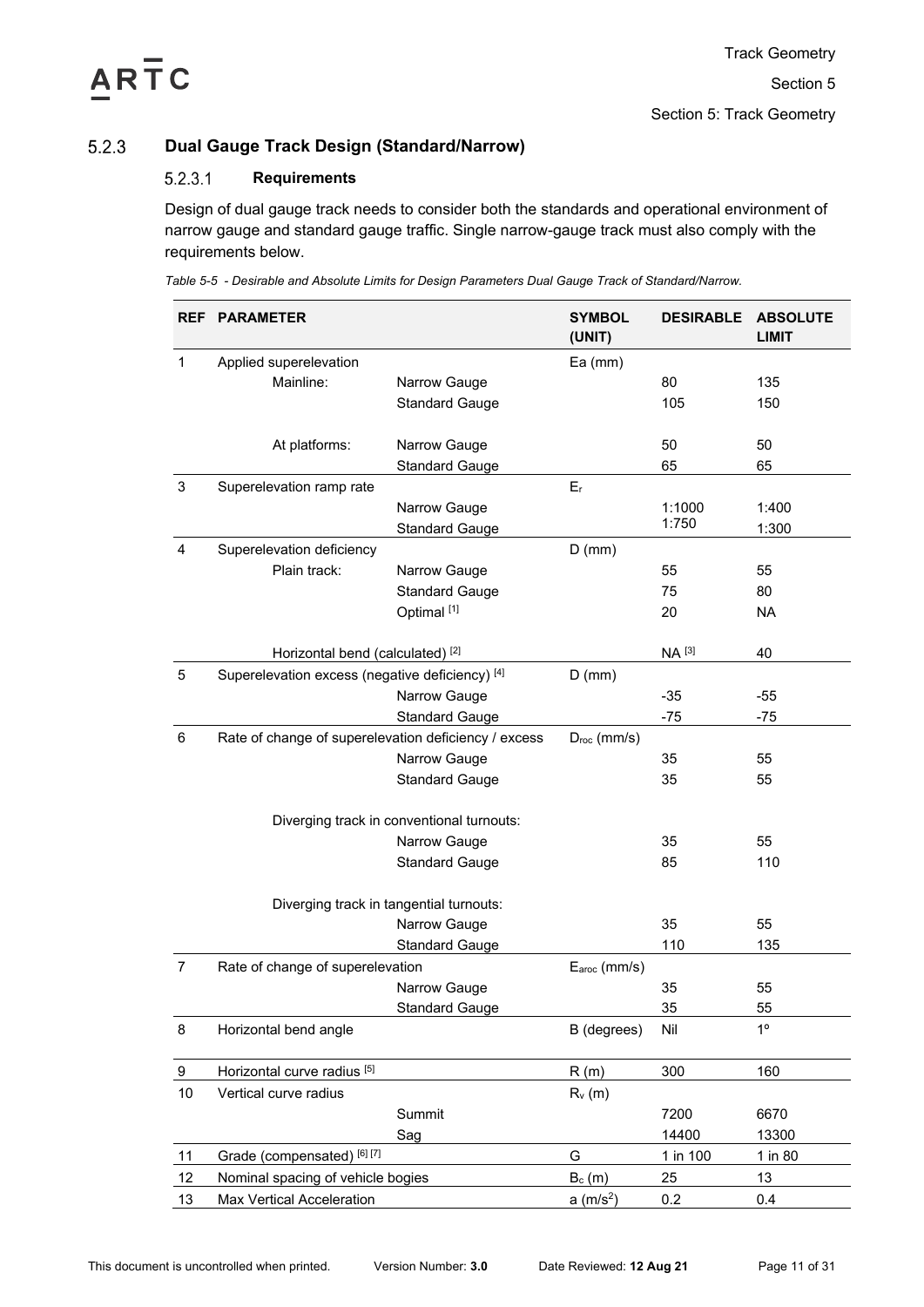### 5.2.3 Dual Gauge Track Design (Standard/Narrow)

#### 5.2.3.1 Requirements

Design of dual gauge track needs to consider both the standards and operational environment of narrow gauge and standard gauge traffic. Single narrow-gauge track must also comply with the requirements below.

*Table 5-5 - Desirable and Absolute Limits for Design Parameters Dual Gauge Track of Standard/Narrow.*

| REF | PARAMETER | | SYMBOL (UNIT) | DESIRABLE | ABSOLUTE LIMIT |
|---|---|---|---|---|---|
| 1 | Applied superelevation | | Ea (mm) | | |
| | Mainline: | Narrow Gauge | | 80 | 135 |
| | | Standard Gauge | | 105 | 150 |
| | At platforms: | Narrow Gauge | | 50 | 50 |
| | | Standard Gauge | | 65 | 65 |
| 3 | Superelevation ramp rate | | $E_r$ | | |
| | | Narrow Gauge | | 1:1000 | 1:400 |
| | | Standard Gauge | | 1:750 | 1:300 |
| 4 | Superelevation deficiency | | D (mm) | | |
| | Plain track: | Narrow Gauge | | 55 | 55 |
| | | Standard Gauge | | 75 | 80 |
| | | Optimal [1] | | 20 | NA |
| | Horizontal bend (calculated) [2] | | | NA [3] | 40 |
| 5 | Superelevation excess (negative deficiency) [4] | | D (mm) | | |
| | | Narrow Gauge | | -35 | -55 |
| | | Standard Gauge | | -75 | -75 |
| 6 | Rate of change of superelevation deficiency / excess | | $D_{roc}$ (mm/s) | | |
| | | Narrow Gauge | | 35 | 55 |
| | | Standard Gauge | | 35 | 55 |
| | Diverging track in conventional turnouts: | | | | |
| | | Narrow Gauge | | 35 | 55 |
| | | Standard Gauge | | 85 | 110 |
| | Diverging track in tangential turnouts: | | | | |
| | | Narrow Gauge | | 35 | 55 |
| | | Standard Gauge | | 110 | 135 |
| 7 | Rate of change of superelevation | | $E_{aroc}$ (mm/s) | | |
| | | Narrow Gauge | | 35 | 55 |
| | | Standard Gauge | | 35 | 55 |
| 8 | Horizontal bend angle | | B (degrees) | Nil | 1° |
| 9 | Horizontal curve radius [5] | | R (m) | 300 | 160 |
| 10 | Vertical curve radius | | $R_v$ (m) | | |
| | | Summit | | 7200 | 6670 |
| | | Sag | | 14400 | 13300 |
| 11 | Grade (compensated) [6] [7] | | G | 1 in 100 | 1 in 80 |
| 12 | Nominal spacing of vehicle bogies | | $B_c$ (m) | 25 | 13 |
| 13 | Max Vertical Acceleration | | a ($m/s^2$) | 0.2 | 0.4 |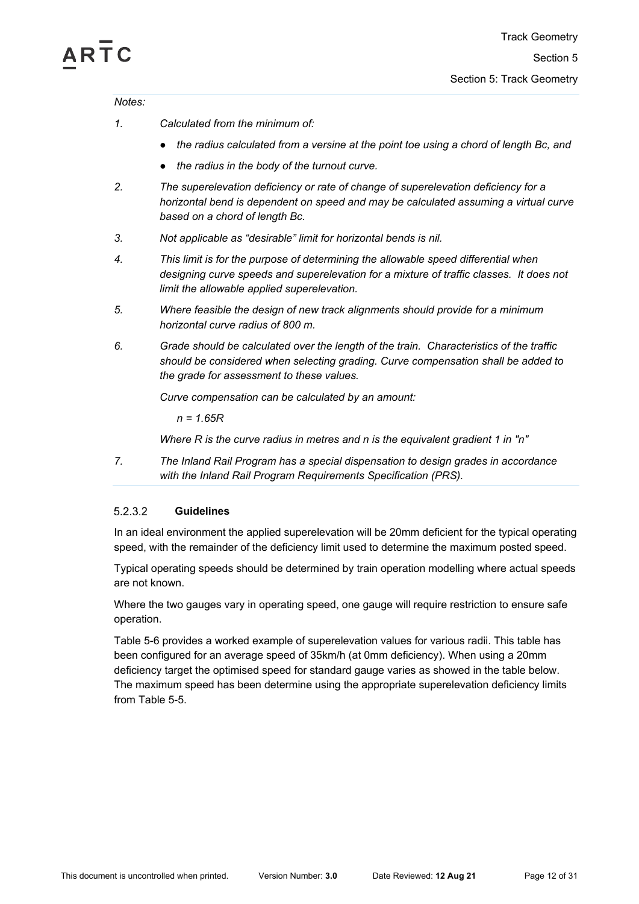*Notes:*

1. *Calculated from the minimum of:*
   - *the radius calculated from a versine at the point toe using a chord of length Bc, and*
   - *the radius in the body of the turnout curve.*
2. *The superelevation deficiency or rate of change of superelevation deficiency for a horizontal bend is dependent on speed and may be calculated assuming a virtual curve based on a chord of length Bc.*
3. *Not applicable as "desirable" limit for horizontal bends is nil.*
4. *This limit is for the purpose of determining the allowable speed differential when designing curve speeds and superelevation for a mixture of traffic classes. It does not limit the allowable applied superelevation.*
5. *Where feasible the design of new track alignments should provide for a minimum horizontal curve radius of 800 m.*
6. *Grade should be calculated over the length of the train. Characteristics of the traffic should be considered when selecting grading. Curve compensation shall be added to the grade for assessment to these values.*

   *Curve compensation can be calculated by an amount:*

   $n = 1.65R$

   *Where R is the curve radius in metres and n is the equivalent gradient 1 in "n"*
7. *The Inland Rail Program has a special dispensation to design grades in accordance with the Inland Rail Program Requirements Specification (PRS).*

#### 5.2.3.2 **Guidelines**

In an ideal environment the applied superelevation will be 20mm deficient for the typical operating speed, with the remainder of the deficiency limit used to determine the maximum posted speed.

Typical operating speeds should be determined by train operation modelling where actual speeds are not known.

Where the two gauges vary in operating speed, one gauge will require restriction to ensure safe operation.

Table 5-6 provides a worked example of superelevation values for various radii. This table has been configured for an average speed of 35km/h (at 0mm deficiency). When using a 20mm deficiency target the optimised speed for standard gauge varies as showed in the table below. The maximum speed has been determine using the appropriate superelevation deficiency limits from Table 5-5.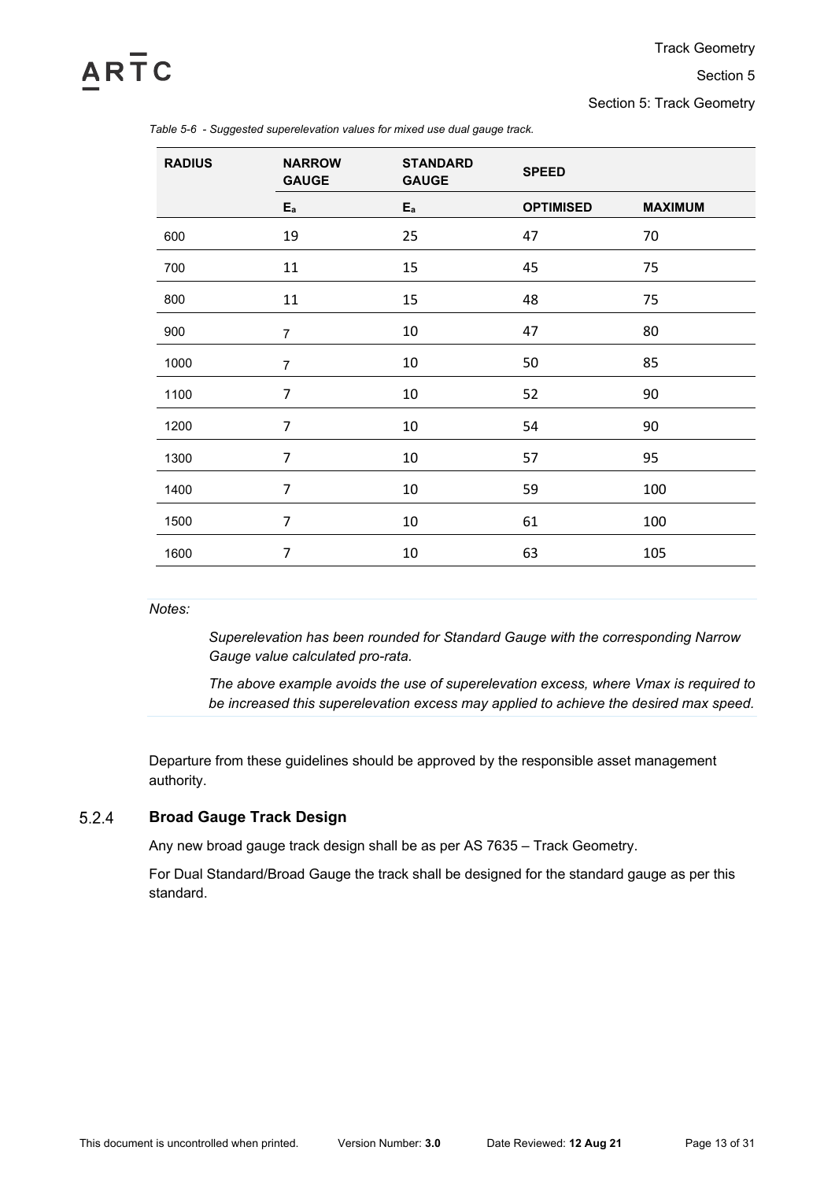*Table 5-6 - Suggested superelevation values for mixed use dual gauge track.*

| RADIUS | NARROW GAUGE | STANDARD GAUGE | SPEED | |
|---|---|---|---|---|
| | $E_a$ | $E_a$ | OPTIMISED | MAXIMUM |
| 600 | 19 | 25 | 47 | 70 |
| 700 | 11 | 15 | 45 | 75 |
| 800 | 11 | 15 | 48 | 75 |
| 900 | 7 | 10 | 47 | 80 |
| 1000 | 7 | 10 | 50 | 85 |
| 1100 | 7 | 10 | 52 | 90 |
| 1200 | 7 | 10 | 54 | 90 |
| 1300 | 7 | 10 | 57 | 95 |
| 1400 | 7 | 10 | 59 | 100 |
| 1500 | 7 | 10 | 61 | 100 |
| 1600 | 7 | 10 | 63 | 105 |

*Notes:*

*Superelevation has been rounded for Standard Gauge with the corresponding Narrow Gauge value calculated pro-rata.*

*The above example avoids the use of superelevation excess, where Vmax is required to be increased this superelevation excess may applied to achieve the desired max speed.*

Departure from these guidelines should be approved by the responsible asset management authority.

### 5.2.4 Broad Gauge Track Design

Any new broad gauge track design shall be as per AS 7635 – Track Geometry.

For Dual Standard/Broad Gauge the track shall be designed for the standard gauge as per this standard.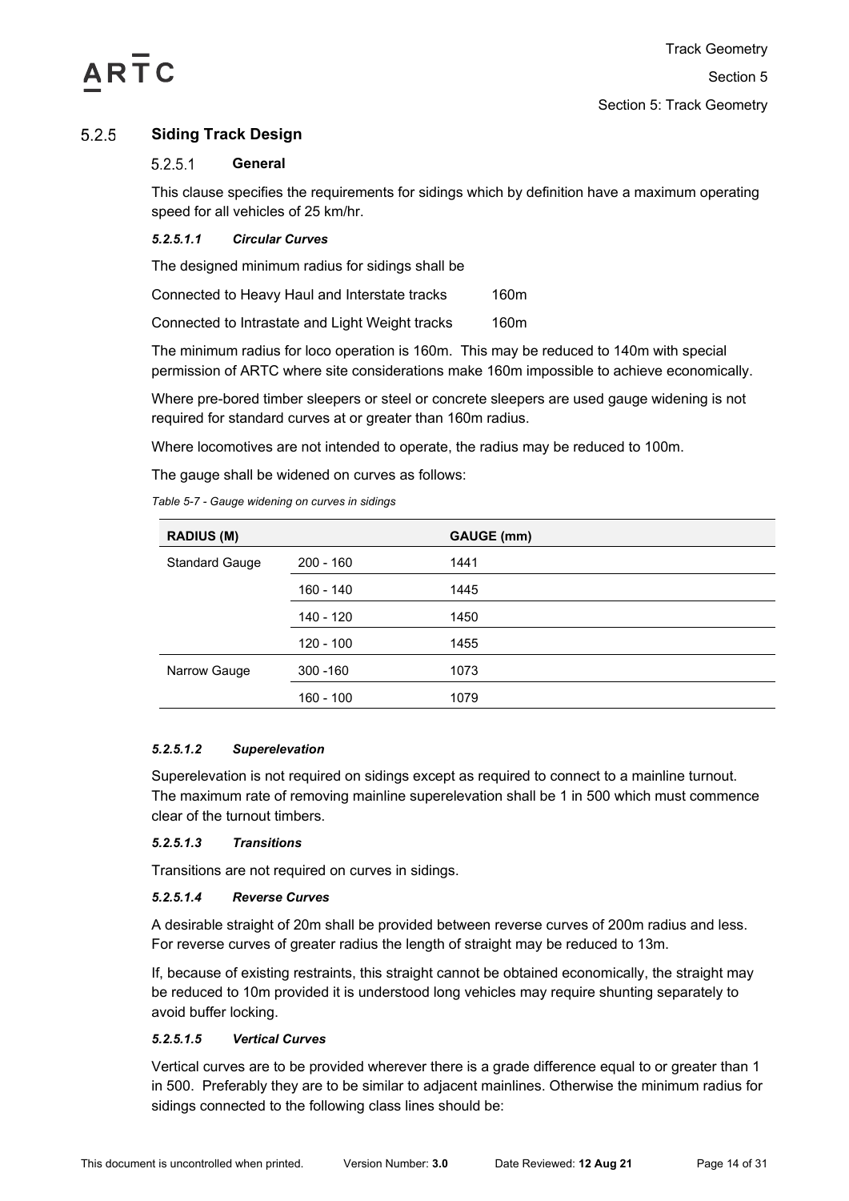### 5.2.5 Siding Track Design

#### 5.2.5.1 General

This clause specifies the requirements for sidings which by definition have a maximum operating speed for all vehicles of 25 km/hr.

##### *5.2.5.1.1 Circular Curves*

The designed minimum radius for sidings shall be

| | |
|---|---|
| Connected to Heavy Haul and Interstate tracks | 160m |
| Connected to Intrastate and Light Weight tracks | 160m |

The minimum radius for loco operation is 160m. This may be reduced to 140m with special permission of ARTC where site considerations make 160m impossible to achieve economically.

Where pre-bored timber sleepers or steel or concrete sleepers are used gauge widening is not required for standard curves at or greater than 160m radius.

Where locomotives are not intended to operate, the radius may be reduced to 100m.

The gauge shall be widened on curves as follows:

*Table 5-7 - Gauge widening on curves in sidings*

| RADIUS (M) | | GAUGE (mm) |
|---|---|---|
| Standard Gauge | 200 - 160 | 1441 |
| | 160 - 140 | 1445 |
| | 140 - 120 | 1450 |
| | 120 - 100 | 1455 |
| Narrow Gauge | 300 -160 | 1073 |
| | 160 - 100 | 1079 |

##### *5.2.5.1.2 Superelevation*

Superelevation is not required on sidings except as required to connect to a mainline turnout. The maximum rate of removing mainline superelevation shall be 1 in 500 which must commence clear of the turnout timbers.

##### *5.2.5.1.3 Transitions*

Transitions are not required on curves in sidings.

##### *5.2.5.1.4 Reverse Curves*

A desirable straight of 20m shall be provided between reverse curves of 200m radius and less. For reverse curves of greater radius the length of straight may be reduced to 13m.

If, because of existing restraints, this straight cannot be obtained economically, the straight may be reduced to 10m provided it is understood long vehicles may require shunting separately to avoid buffer locking.

##### *5.2.5.1.5 Vertical Curves*

Vertical curves are to be provided wherever there is a grade difference equal to or greater than 1 in 500. Preferably they are to be similar to adjacent mainlines. Otherwise the minimum radius for sidings connected to the following class lines should be: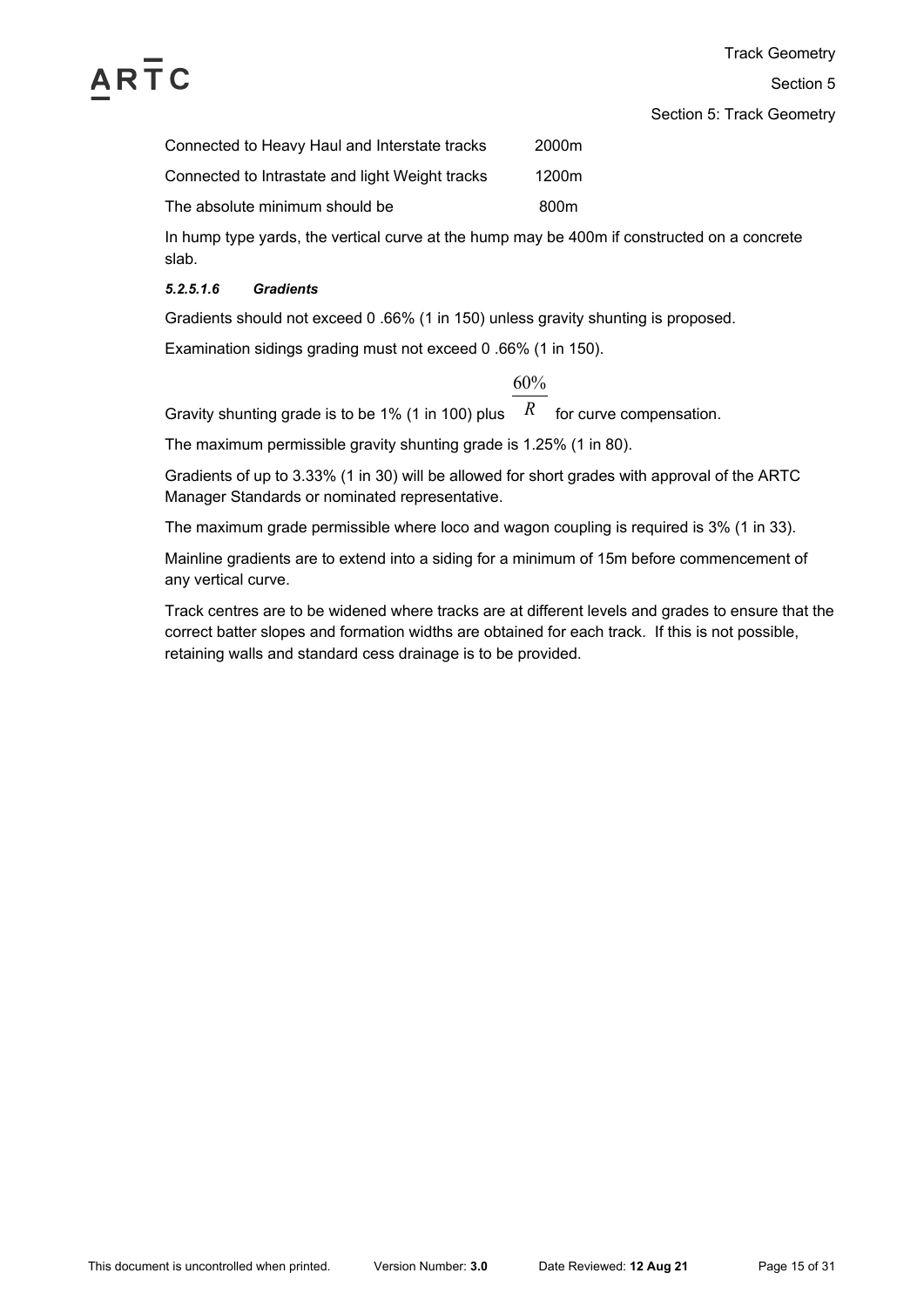| | |
|---|---|
| Connected to Heavy Haul and Interstate tracks | 2000m |
| Connected to Intrastate and light Weight tracks | 1200m |
| The absolute minimum should be | 800m |

In hump type yards, the vertical curve at the hump may be 400m if constructed on a concrete slab.

##### *5.2.5.1.6 Gradients*

Gradients should not exceed 0 .66% (1 in 150) unless gravity shunting is proposed.

Examination sidings grading must not exceed 0 .66% (1 in 150).

Gravity shunting grade is to be 1% (1 in 100) plus $\frac{60\%}{R}$ for curve compensation.

The maximum permissible gravity shunting grade is 1.25% (1 in 80).

Gradients of up to 3.33% (1 in 30) will be allowed for short grades with approval of the ARTC Manager Standards or nominated representative.

The maximum grade permissible where loco and wagon coupling is required is 3% (1 in 33).

Mainline gradients are to extend into a siding for a minimum of 15m before commencement of any vertical curve.

Track centres are to be widened where tracks are at different levels and grades to ensure that the correct batter slopes and formation widths are obtained for each track. If this is not possible, retaining walls and standard cess drainage is to be provided.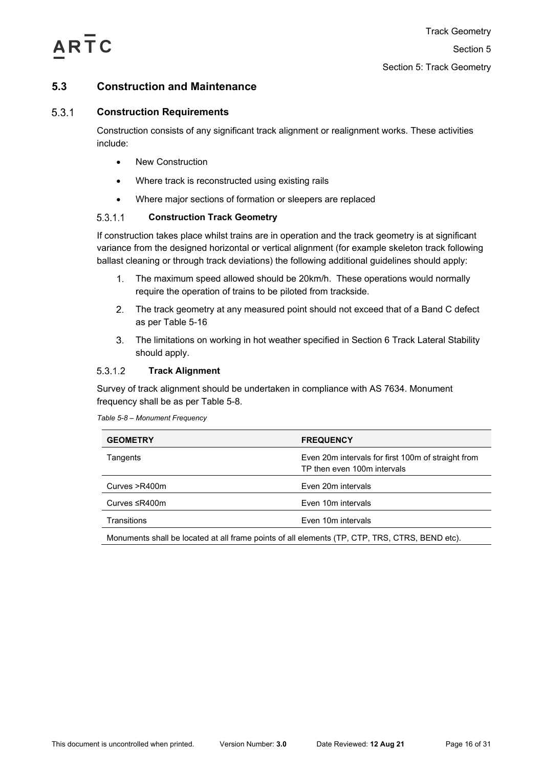## 5.3 Construction and Maintenance

### 5.3.1 Construction Requirements

Construction consists of any significant track alignment or realignment works. These activities include:

- New Construction
- Where track is reconstructed using existing rails
- Where major sections of formation or sleepers are replaced

#### 5.3.1.1 Construction Track Geometry

If construction takes place whilst trains are in operation and the track geometry is at significant variance from the designed horizontal or vertical alignment (for example skeleton track following ballast cleaning or through track deviations) the following additional guidelines should apply:

1. The maximum speed allowed should be 20km/h. These operations would normally require the operation of trains to be piloted from trackside.
2. The track geometry at any measured point should not exceed that of a Band C defect as per Table 5-16
3. The limitations on working in hot weather specified in Section 6 Track Lateral Stability should apply.

#### 5.3.1.2 Track Alignment

Survey of track alignment should be undertaken in compliance with AS 7634. Monument frequency shall be as per Table 5-8.

*Table 5-8 – Monument Frequency*

| GEOMETRY | FREQUENCY |
|---|---|
| Tangents | Even 20m intervals for first 100m of straight from TP then even 100m intervals |
| Curves >R400m | Even 20m intervals |
| Curves ≤R400m | Even 10m intervals |
| Transitions | Even 10m intervals |
| Monuments shall be located at all frame points of all elements (TP, CTP, TRS, CTRS, BEND etc). | |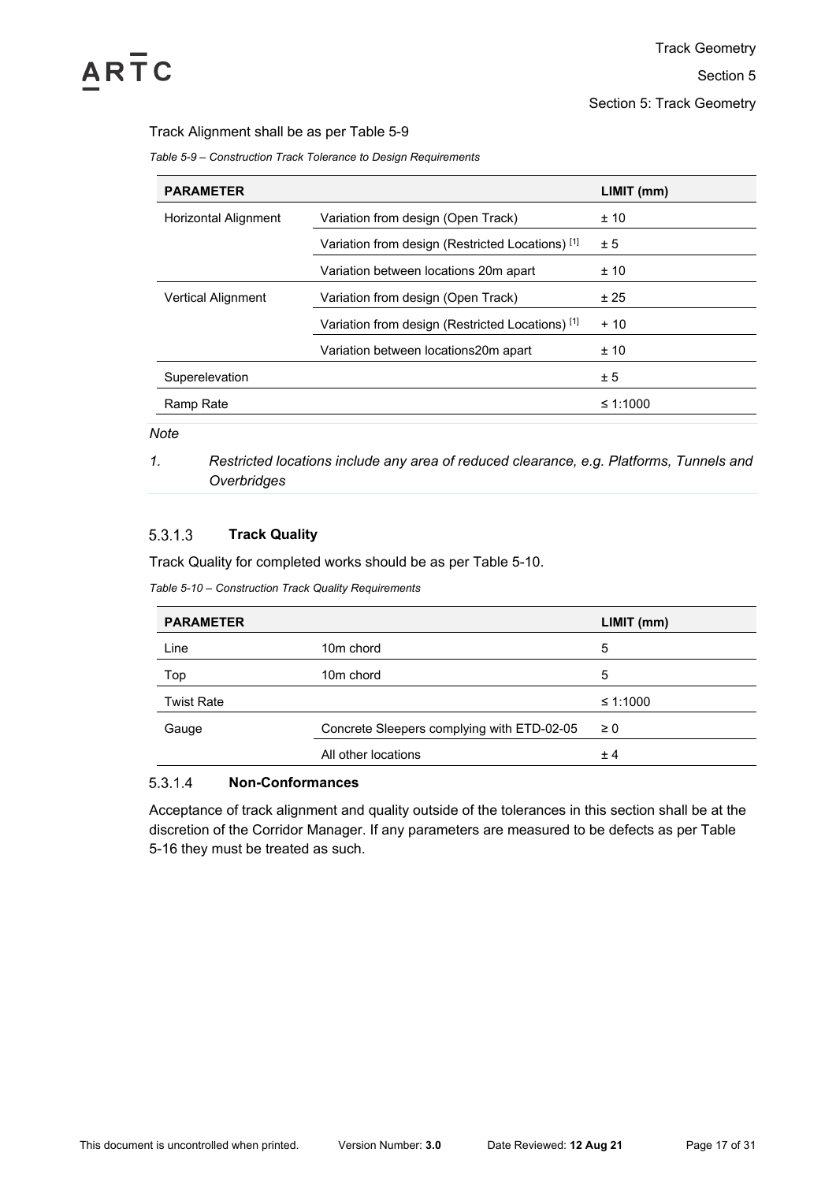Track Alignment shall be as per Table 5-9

*Table 5-9 – Construction Track Tolerance to Design Requirements*

| PARAMETER | | LIMIT (mm) |
|---|---|---|
| Horizontal Alignment | Variation from design (Open Track) | ± 10 |
| | Variation from design (Restricted Locations) [1] | ± 5 |
| | Variation between locations 20m apart | ± 10 |
| Vertical Alignment | Variation from design (Open Track) | ± 25 |
| | Variation from design (Restricted Locations) [1] | + 10 |
| | Variation between locations20m apart | ± 10 |
| Superelevation | | ± 5 |
| Ramp Rate | | ≤ 1:1000 |

*Note*

1. *Restricted locations include any area of reduced clearance, e.g. Platforms, Tunnels and Overbridges*

#### 5.3.1.3 **Track Quality**

Track Quality for completed works should be as per Table 5-10.

*Table 5-10 – Construction Track Quality Requirements*

| PARAMETER | | LIMIT (mm) |
|---|---|---|
| Line | 10m chord | 5 |
| Top | 10m chord | 5 |
| Twist Rate | | ≤ 1:1000 |
| Gauge | Concrete Sleepers complying with ETD-02-05 | ≥ 0 |
| | All other locations | ± 4 |

#### 5.3.1.4 **Non-Conformances**

Acceptance of track alignment and quality outside of the tolerances in this section shall be at the discretion of the Corridor Manager. If any parameters are measured to be defects as per Table 5-16 they must be treated as such.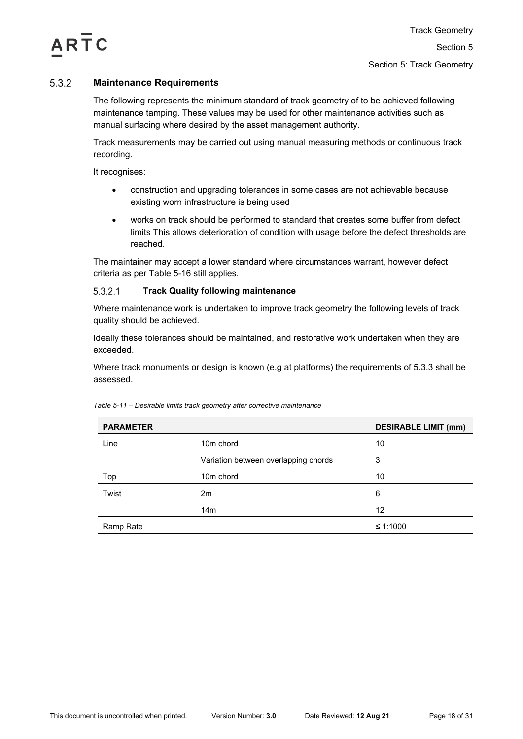### 5.3.2 Maintenance Requirements

The following represents the minimum standard of track geometry of to be achieved following maintenance tamping. These values may be used for other maintenance activities such as manual surfacing where desired by the asset management authority.

Track measurements may be carried out using manual measuring methods or continuous track recording.

It recognises:

- construction and upgrading tolerances in some cases are not achievable because existing worn infrastructure is being used
- works on track should be performed to standard that creates some buffer from defect limits This allows deterioration of condition with usage before the defect thresholds are reached.

The maintainer may accept a lower standard where circumstances warrant, however defect criteria as per Table 5-16 still applies.

#### 5.3.2.1 Track Quality following maintenance

Where maintenance work is undertaken to improve track geometry the following levels of track quality should be achieved.

Ideally these tolerances should be maintained, and restorative work undertaken when they are exceeded.

Where track monuments or design is known (e.g at platforms) the requirements of 5.3.3 shall be assessed.

*Table 5-11 – Desirable limits track geometry after corrective maintenance*

| PARAMETER | | DESIRABLE LIMIT (mm) |
|---|---|---|
| Line | 10m chord | 10 |
| | Variation between overlapping chords | 3 |
| Top | 10m chord | 10 |
| Twist | 2m | 6 |
| | 14m | 12 |
| Ramp Rate | | ≤ 1:1000 |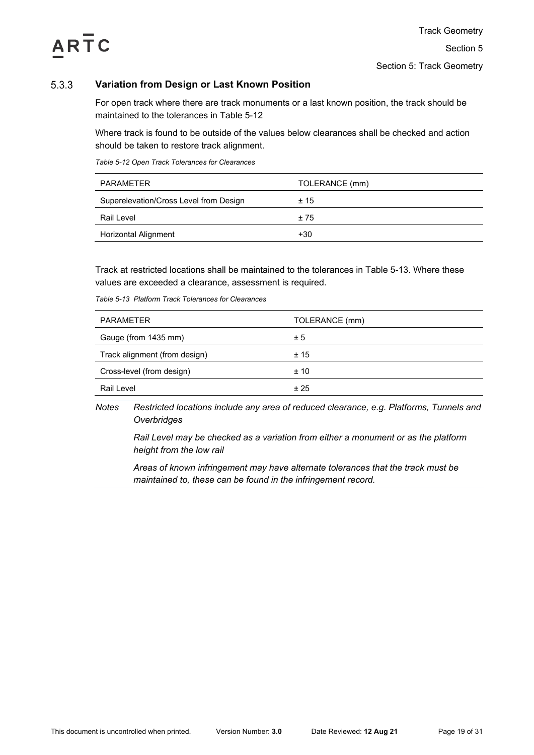### 5.3.3 Variation from Design or Last Known Position

For open track where there are track monuments or a last known position, the track should be maintained to the tolerances in Table 5-12

Where track is found to be outside of the values below clearances shall be checked and action should be taken to restore track alignment.

*Table 5-12 Open Track Tolerances for Clearances*

| PARAMETER | TOLERANCE (mm) |
|---|---|
| Superelevation/Cross Level from Design | ± 15 |
| Rail Level | ± 75 |
| Horizontal Alignment | +30 |

Track at restricted locations shall be maintained to the tolerances in Table 5-13. Where these values are exceeded a clearance, assessment is required.

*Table 5-13 Platform Track Tolerances for Clearances*

| PARAMETER | TOLERANCE (mm) |
|---|---|
| Gauge (from 1435 mm) | ± 5 |
| Track alignment (from design) | ± 15 |
| Cross-level (from design) | ± 10 |
| Rail Level | ± 25 |

*Notes* *Restricted locations include any area of reduced clearance, e.g. Platforms, Tunnels and Overbridges*

*Rail Level may be checked as a variation from either a monument or as the platform height from the low rail*

*Areas of known infringement may have alternate tolerances that the track must be maintained to, these can be found in the infringement record.*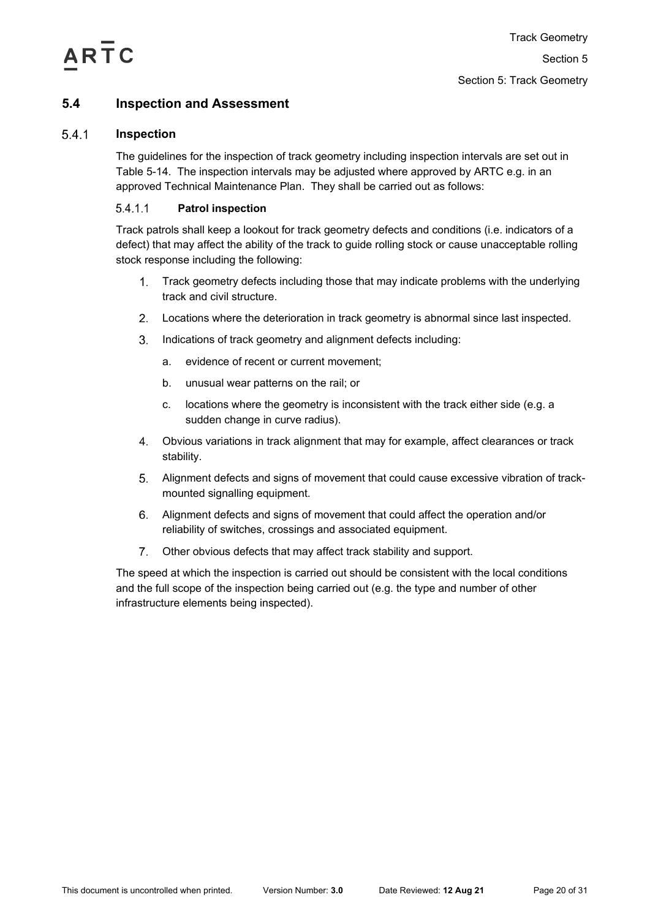## 5.4 Inspection and Assessment

### 5.4.1 Inspection

The guidelines for the inspection of track geometry including inspection intervals are set out in Table 5-14. The inspection intervals may be adjusted where approved by ARTC e.g. in an approved Technical Maintenance Plan. They shall be carried out as follows:

#### 5.4.1.1 Patrol inspection

Track patrols shall keep a lookout for track geometry defects and conditions (i.e. indicators of a defect) that may affect the ability of the track to guide rolling stock or cause unacceptable rolling stock response including the following:

1. Track geometry defects including those that may indicate problems with the underlying track and civil structure.
2. Locations where the deterioration in track geometry is abnormal since last inspected.
3. Indications of track geometry and alignment defects including:
   a. evidence of recent or current movement;
   b. unusual wear patterns on the rail; or
   c. locations where the geometry is inconsistent with the track either side (e.g. a sudden change in curve radius).
4. Obvious variations in track alignment that may for example, affect clearances or track stability.
5. Alignment defects and signs of movement that could cause excessive vibration of track-mounted signalling equipment.
6. Alignment defects and signs of movement that could affect the operation and/or reliability of switches, crossings and associated equipment.
7. Other obvious defects that may affect track stability and support.

The speed at which the inspection is carried out should be consistent with the local conditions and the full scope of the inspection being carried out (e.g. the type and number of other infrastructure elements being inspected).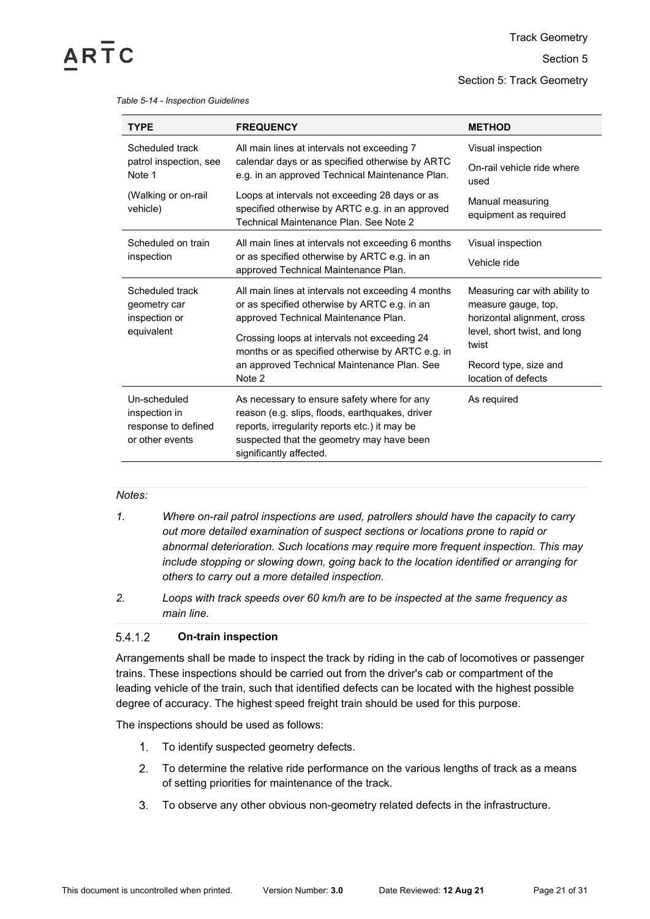*Table 5-14 - Inspection Guidelines*

| TYPE | FREQUENCY | METHOD |
|---|---|---|
| Scheduled track patrol inspection, see Note 1<br><br>(Walking or on-rail vehicle) | All main lines at intervals not exceeding 7 calendar days or as specified otherwise by ARTC e.g. in an approved Technical Maintenance Plan.<br><br>Loops at intervals not exceeding 28 days or as specified otherwise by ARTC e.g. in an approved Technical Maintenance Plan. See Note 2 | Visual inspection<br><br>On-rail vehicle ride where used<br><br>Manual measuring equipment as required |
| Scheduled on train inspection | All main lines at intervals not exceeding 6 months or as specified otherwise by ARTC e.g. in an approved Technical Maintenance Plan. | Visual inspection<br><br>Vehicle ride |
| Scheduled track geometry car inspection or equivalent | All main lines at intervals not exceeding 4 months or as specified otherwise by ARTC e.g. in an approved Technical Maintenance Plan.<br><br>Crossing loops at intervals not exceeding 24 months or as specified otherwise by ARTC e.g. in an approved Technical Maintenance Plan. See Note 2 | Measuring car with ability to measure gauge, top, horizontal alignment, cross level, short twist, and long twist<br><br>Record type, size and location of defects |
| Un-scheduled inspection in response to defined or other events | As necessary to ensure safety where for any reason (e.g. slips, floods, earthquakes, driver reports, irregularity reports etc.) it may be suspected that the geometry may have been significantly affected. | As required |

*Notes:*

1. *Where on-rail patrol inspections are used, patrollers should have the capacity to carry out more detailed examination of suspect sections or locations prone to rapid or abnormal deterioration. Such locations may require more frequent inspection. This may include stopping or slowing down, going back to the location identified or arranging for others to carry out a more detailed inspection.*
2. *Loops with track speeds over 60 km/h are to be inspected at the same frequency as main line.*

#### 5.4.1.2 On-train inspection

Arrangements shall be made to inspect the track by riding in the cab of locomotives or passenger trains. These inspections should be carried out from the driver's cab or compartment of the leading vehicle of the train, such that identified defects can be located with the highest possible degree of accuracy. The highest speed freight train should be used for this purpose.

The inspections should be used as follows:

1. To identify suspected geometry defects.
2. To determine the relative ride performance on the various lengths of track as a means of setting priorities for maintenance of the track.
3. To observe any other obvious non-geometry related defects in the infrastructure.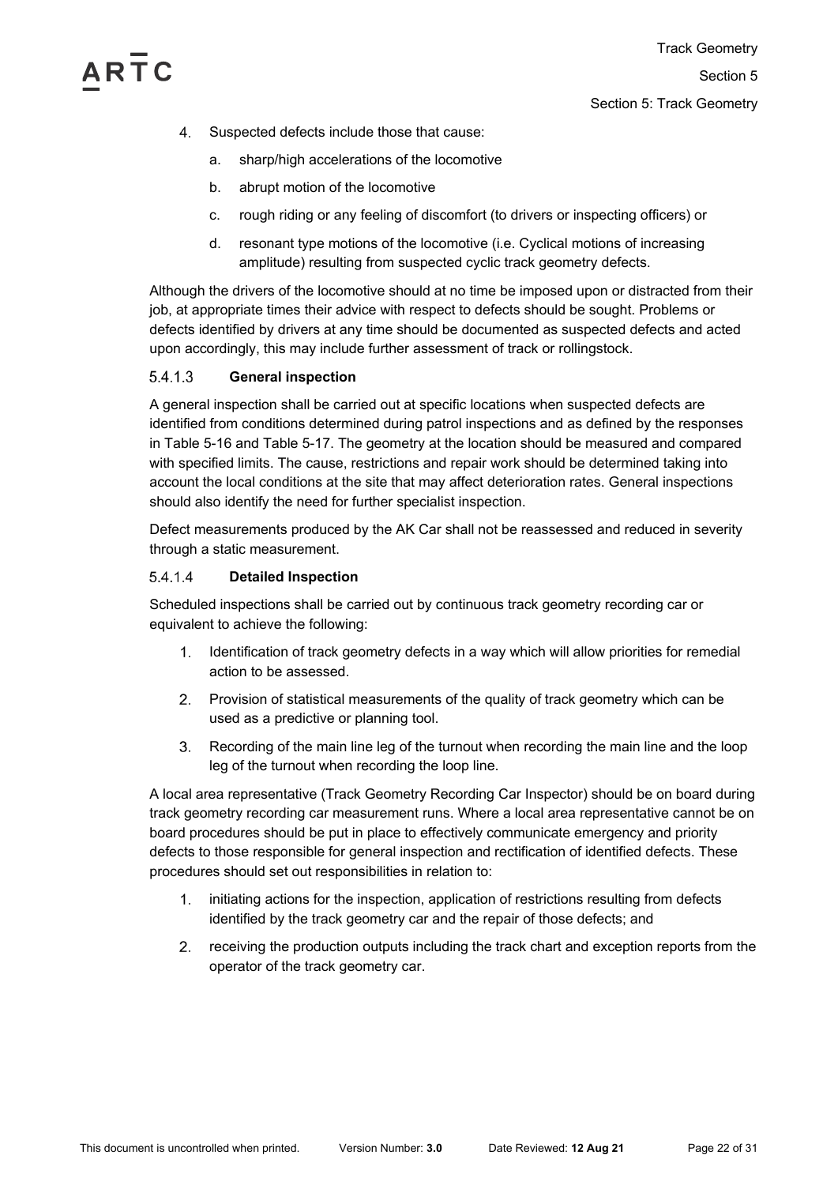4. Suspected defects include those that cause:
    a. sharp/high accelerations of the locomotive
    b. abrupt motion of the locomotive
    c. rough riding or any feeling of discomfort (to drivers or inspecting officers) or
    d. resonant type motions of the locomotive (i.e. Cyclical motions of increasing amplitude) resulting from suspected cyclic track geometry defects.

Although the drivers of the locomotive should at no time be imposed upon or distracted from their job, at appropriate times their advice with respect to defects should be sought. Problems or defects identified by drivers at any time should be documented as suspected defects and acted upon accordingly, this may include further assessment of track or rollingstock.

#### 5.4.1.3 General inspection

A general inspection shall be carried out at specific locations when suspected defects are identified from conditions determined during patrol inspections and as defined by the responses in Table 5-16 and Table 5-17. The geometry at the location should be measured and compared with specified limits. The cause, restrictions and repair work should be determined taking into account the local conditions at the site that may affect deterioration rates. General inspections should also identify the need for further specialist inspection.

Defect measurements produced by the AK Car shall not be reassessed and reduced in severity through a static measurement.

#### 5.4.1.4 Detailed Inspection

Scheduled inspections shall be carried out by continuous track geometry recording car or equivalent to achieve the following:

1. Identification of track geometry defects in a way which will allow priorities for remedial action to be assessed.
2. Provision of statistical measurements of the quality of track geometry which can be used as a predictive or planning tool.
3. Recording of the main line leg of the turnout when recording the main line and the loop leg of the turnout when recording the loop line.

A local area representative (Track Geometry Recording Car Inspector) should be on board during track geometry recording car measurement runs. Where a local area representative cannot be on board procedures should be put in place to effectively communicate emergency and priority defects to those responsible for general inspection and rectification of identified defects. These procedures should set out responsibilities in relation to:

1. initiating actions for the inspection, application of restrictions resulting from defects identified by the track geometry car and the repair of those defects; and
2. receiving the production outputs including the track chart and exception reports from the operator of the track geometry car.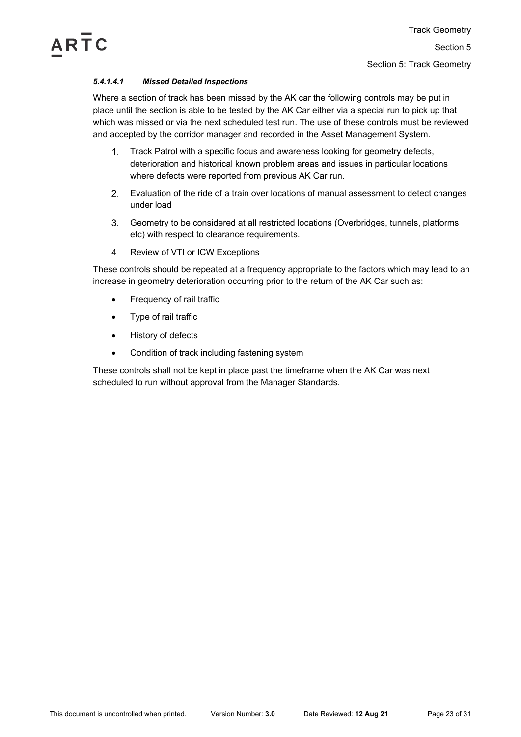##### *5.4.1.4.1 Missed Detailed Inspections*

Where a section of track has been missed by the AK car the following controls may be put in place until the section is able to be tested by the AK Car either via a special run to pick up that which was missed or via the next scheduled test run. The use of these controls must be reviewed and accepted by the corridor manager and recorded in the Asset Management System.

1. Track Patrol with a specific focus and awareness looking for geometry defects, deterioration and historical known problem areas and issues in particular locations where defects were reported from previous AK Car run.
2. Evaluation of the ride of a train over locations of manual assessment to detect changes under load
3. Geometry to be considered at all restricted locations (Overbridges, tunnels, platforms etc) with respect to clearance requirements.
4. Review of VTI or ICW Exceptions

These controls should be repeated at a frequency appropriate to the factors which may lead to an increase in geometry deterioration occurring prior to the return of the AK Car such as:

- Frequency of rail traffic
- Type of rail traffic
- History of defects
- Condition of track including fastening system

These controls shall not be kept in place past the timeframe when the AK Car was next scheduled to run without approval from the Manager Standards.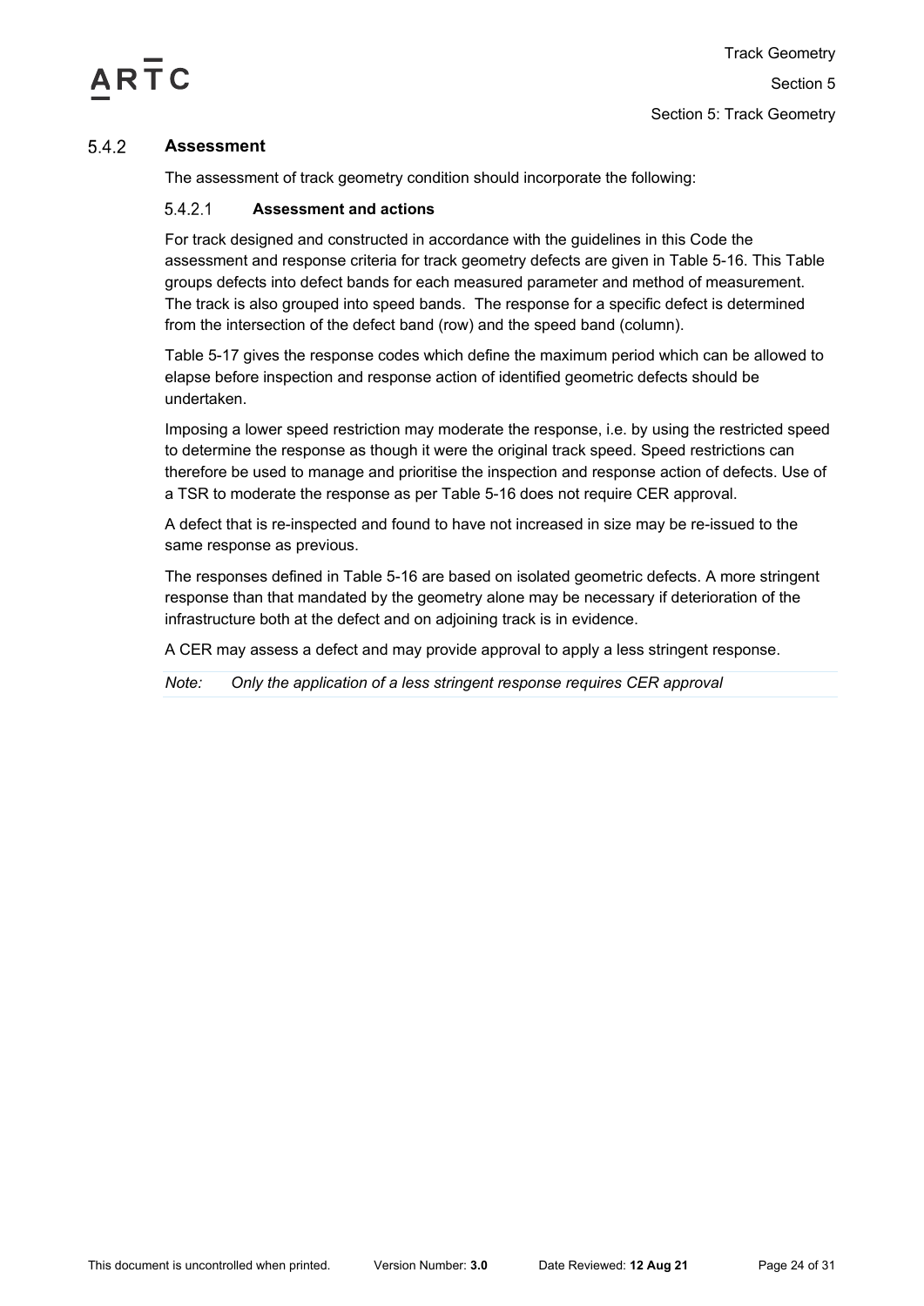### 5.4.2 Assessment

The assessment of track geometry condition should incorporate the following:

#### 5.4.2.1 Assessment and actions

For track designed and constructed in accordance with the guidelines in this Code the assessment and response criteria for track geometry defects are given in Table 5-16. This Table groups defects into defect bands for each measured parameter and method of measurement. The track is also grouped into speed bands. The response for a specific defect is determined from the intersection of the defect band (row) and the speed band (column).

Table 5-17 gives the response codes which define the maximum period which can be allowed to elapse before inspection and response action of identified geometric defects should be undertaken.

Imposing a lower speed restriction may moderate the response, i.e. by using the restricted speed to determine the response as though it were the original track speed. Speed restrictions can therefore be used to manage and prioritise the inspection and response action of defects. Use of a TSR to moderate the response as per Table 5-16 does not require CER approval.

A defect that is re-inspected and found to have not increased in size may be re-issued to the same response as previous.

The responses defined in Table 5-16 are based on isolated geometric defects. A more stringent response than that mandated by the geometry alone may be necessary if deterioration of the infrastructure both at the defect and on adjoining track is in evidence.

A CER may assess a defect and may provide approval to apply a less stringent response.

*Note: Only the application of a less stringent response requires CER approval*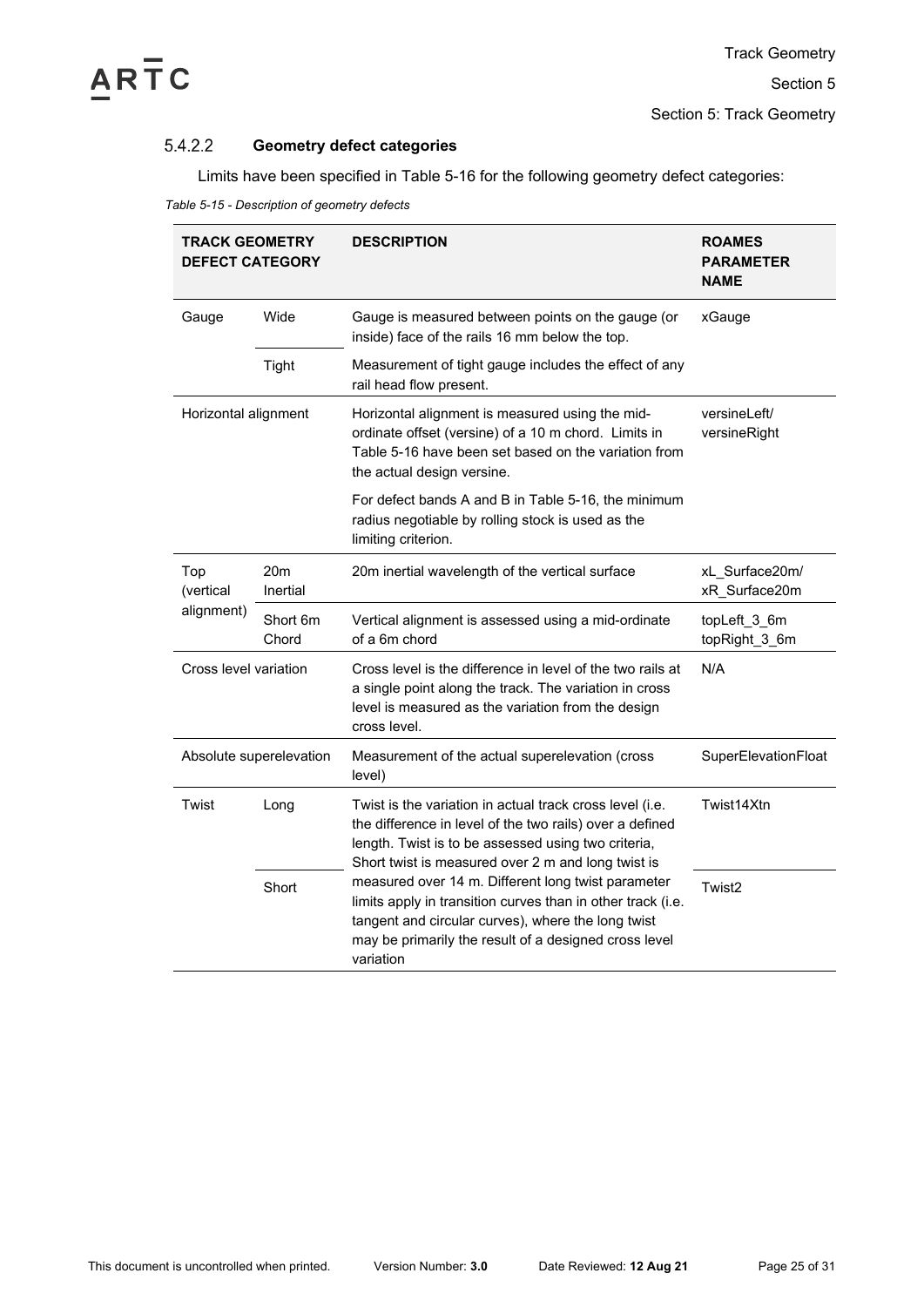#### 5.4.2.2 Geometry defect categories

Limits have been specified in Table 5-16 for the following geometry defect categories:

*Table 5-15 - Description of geometry defects*

| TRACK GEOMETRY DEFECT CATEGORY | | DESCRIPTION | ROAMES PARAMETER NAME |
|---|---|---|---|
| Gauge | Wide | Gauge is measured between points on the gauge (or inside) face of the rails 16 mm below the top. | xGauge |
| | Tight | Measurement of tight gauge includes the effect of any rail head flow present. | |
| Horizontal alignment | | Horizontal alignment is measured using the mid-ordinate offset (versine) of a 10 m chord. Limits in Table 5-16 have been set based on the variation from the actual design versine.<br><br>For defect bands A and B in Table 5-16, the minimum radius negotiable by rolling stock is used as the limiting criterion. | versineLeft/ versineRight |
| Top (vertical alignment) | 20m Inertial | 20m inertial wavelength of the vertical surface | xL_Surface20m/ xR_Surface20m |
| | Short 6m Chord | Vertical alignment is assessed using a mid-ordinate of a 6m chord | topLeft_3_6m topRight_3_6m |
| Cross level variation | | Cross level is the difference in level of the two rails at a single point along the track. The variation in cross level is measured as the variation from the design cross level. | N/A |
| Absolute superelevation | | Measurement of the actual superelevation (cross level) | SuperElevationFloat |
| Twist | Long | Twist is the variation in actual track cross level (i.e. the difference in level of the two rails) over a defined length. Twist is to be assessed using two criteria, Short twist is measured over 2 m and long twist is measured over 14 m. Different long twist parameter limits apply in transition curves than in other track (i.e. tangent and circular curves), where the long twist may be primarily the result of a designed cross level variation | Twist14Xtn |
| | Short | | Twist2 |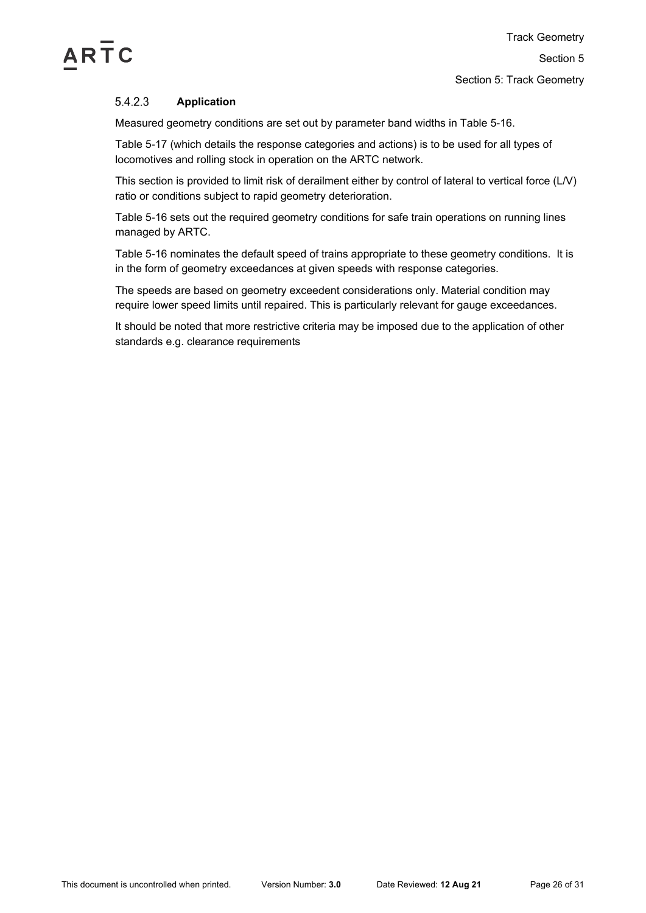#### 5.4.2.3 Application

Measured geometry conditions are set out by parameter band widths in Table 5-16.

Table 5-17 (which details the response categories and actions) is to be used for all types of locomotives and rolling stock in operation on the ARTC network.

This section is provided to limit risk of derailment either by control of lateral to vertical force (L/V) ratio or conditions subject to rapid geometry deterioration.

Table 5-16 sets out the required geometry conditions for safe train operations on running lines managed by ARTC.

Table 5-16 nominates the default speed of trains appropriate to these geometry conditions. It is in the form of geometry exceedances at given speeds with response categories.

The speeds are based on geometry exceedent considerations only. Material condition may require lower speed limits until repaired. This is particularly relevant for gauge exceedances.

It should be noted that more restrictive criteria may be imposed due to the application of other standards e.g. clearance requirements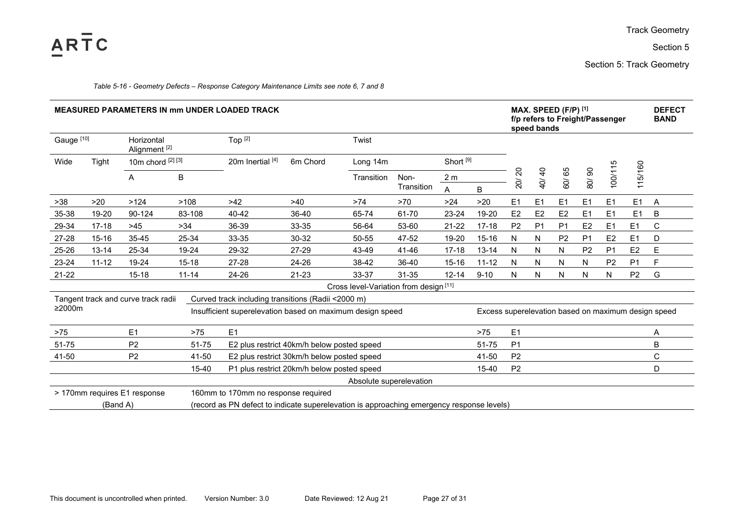*Table 5-16 - Geometry Defects – Response Category Maintenance Limits see note 6, 7 and 8*

| MEASURED PARAMETERS IN mm UNDER LOADED TRACK | | | | | | | | | | MAX. SPEED (F/P) [1] f/p refers to Freight/Passenger speed bands | | | | | | DEFECT BAND |
|---|---|---|---|---|---|---|---|---|---|---|---|---|---|---|---|---|
| Gauge [10] | | Horizontal Alignment [2] | | Top [2] | | Twist | | | | | | | | | | |
| Wide | Tight | 10m chord [2] [3] | | 20m Inertial [4] | 6m Chord | Long 14m | | Short [9] | | | | | | | | |
| | | A | B | | | Transition | Non-Transition | 2 m A | 2 m B | 20/20 | 40/40 | 60/65 | 80/90 | 100/115 | 115/160 | |
| >38 | >20 | >124 | >108 | >42 | >40 | >74 | >70 | >24 | >20 | E1 | E1 | E1 | E1 | E1 | E1 | A |
| 35-38 | 19-20 | 90-124 | 83-108 | 40-42 | 36-40 | 65-74 | 61-70 | 23-24 | 19-20 | E2 | E2 | E2 | E1 | E1 | E1 | B |
| 29-34 | 17-18 | >45 | >34 | 36-39 | 33-35 | 56-64 | 53-60 | 21-22 | 17-18 | P2 | P1 | P1 | E2 | E1 | E1 | C |
| 27-28 | 15-16 | 35-45 | 25-34 | 33-35 | 30-32 | 50-55 | 47-52 | 19-20 | 15-16 | N | N | P2 | P1 | E2 | E1 | D |
| 25-26 | 13-14 | 25-34 | 19-24 | 29-32 | 27-29 | 43-49 | 41-46 | 17-18 | 13-14 | N | N | N | P2 | P1 | E2 | E |
| 23-24 | 11-12 | 19-24 | 15-18 | 27-28 | 24-26 | 38-42 | 36-40 | 15-16 | 11-12 | N | N | N | N | P2 | P1 | F |
| 21-22 | | 15-18 | 11-14 | 24-26 | 21-23 | 33-37 | 31-35 | 12-14 | 9-10 | N | N | N | N | N | P2 | G |

**Cross level-Variation from design [11]**

| Tangent track and curve track radii ≥2000m | | Curved track including transitions (Radii <2000 m) | | | | DEFECT BAND |
|---|---|---|---|---|---|---|
| | | Insufficient superelevation based on maximum design speed | | Excess superelevation based on maximum design speed | | |
| >75 | E1 | >75 | E1 | >75 | E1 | A |
| 51-75 | P2 | 51-75 | E2 plus restrict 40km/h below posted speed | 51-75 | P1 | B |
| 41-50 | P2 | 41-50 | E2 plus restrict 30km/h below posted speed | 41-50 | P2 | C |
| | | 15-40 | P1 plus restrict 20km/h below posted speed | 15-40 | P2 | D |

**Absolute superelevation**

| > 170mm requires E1 response (Band A) | 160mm to 170mm no response required (record as PN defect to indicate superelevation is approaching emergency response levels) |
|---|---|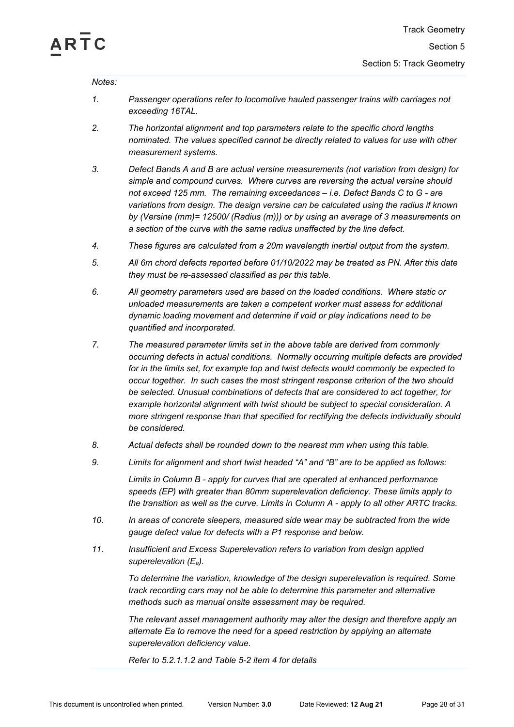*Notes:*

1. *Passenger operations refer to locomotive hauled passenger trains with carriages not exceeding 16TAL.*
2. *The horizontal alignment and top parameters relate to the specific chord lengths nominated. The values specified cannot be directly related to values for use with other measurement systems.*
3. *Defect Bands A and B are actual versine measurements (not variation from design) for simple and compound curves. Where curves are reversing the actual versine should not exceed 125 mm. The remaining exceedances – i.e. Defect Bands C to G - are variations from design. The design versine can be calculated using the radius if known by (Versine (mm)= 12500/ (Radius (m))) or by using an average of 3 measurements on a section of the curve with the same radius unaffected by the line defect.*
4. *These figures are calculated from a 20m wavelength inertial output from the system.*
5. *All 6m chord defects reported before 01/10/2022 may be treated as PN. After this date they must be re-assessed classified as per this table.*
6. *All geometry parameters used are based on the loaded conditions. Where static or unloaded measurements are taken a competent worker must assess for additional dynamic loading movement and determine if void or play indications need to be quantified and incorporated.*
7. *The measured parameter limits set in the above table are derived from commonly occurring defects in actual conditions. Normally occurring multiple defects are provided for in the limits set, for example top and twist defects would commonly be expected to occur together. In such cases the most stringent response criterion of the two should be selected. Unusual combinations of defects that are considered to act together, for example horizontal alignment with twist should be subject to special consideration. A more stringent response than that specified for rectifying the defects individually should be considered.*
8. *Actual defects shall be rounded down to the nearest mm when using this table.*
9. *Limits for alignment and short twist headed "A" and "B" are to be applied as follows:*

   *Limits in Column B - apply for curves that are operated at enhanced performance speeds (EP) with greater than 80mm superelevation deficiency. These limits apply to the transition as well as the curve. Limits in Column A - apply to all other ARTC tracks.*
10. *In areas of concrete sleepers, measured side wear may be subtracted from the wide gauge defect value for defects with a P1 response and below.*
11. *Insufficient and Excess Superelevation refers to variation from design applied superelevation ($E_a$).*

    *To determine the variation, knowledge of the design superelevation is required. Some track recording cars may not be able to determine this parameter and alternative methods such as manual onsite assessment may be required.*

    *The relevant asset management authority may alter the design and therefore apply an alternate Ea to remove the need for a speed restriction by applying an alternate superelevation deficiency value.*

    *Refer to 5.2.1.1.2 and Table 5-2 item 4 for details*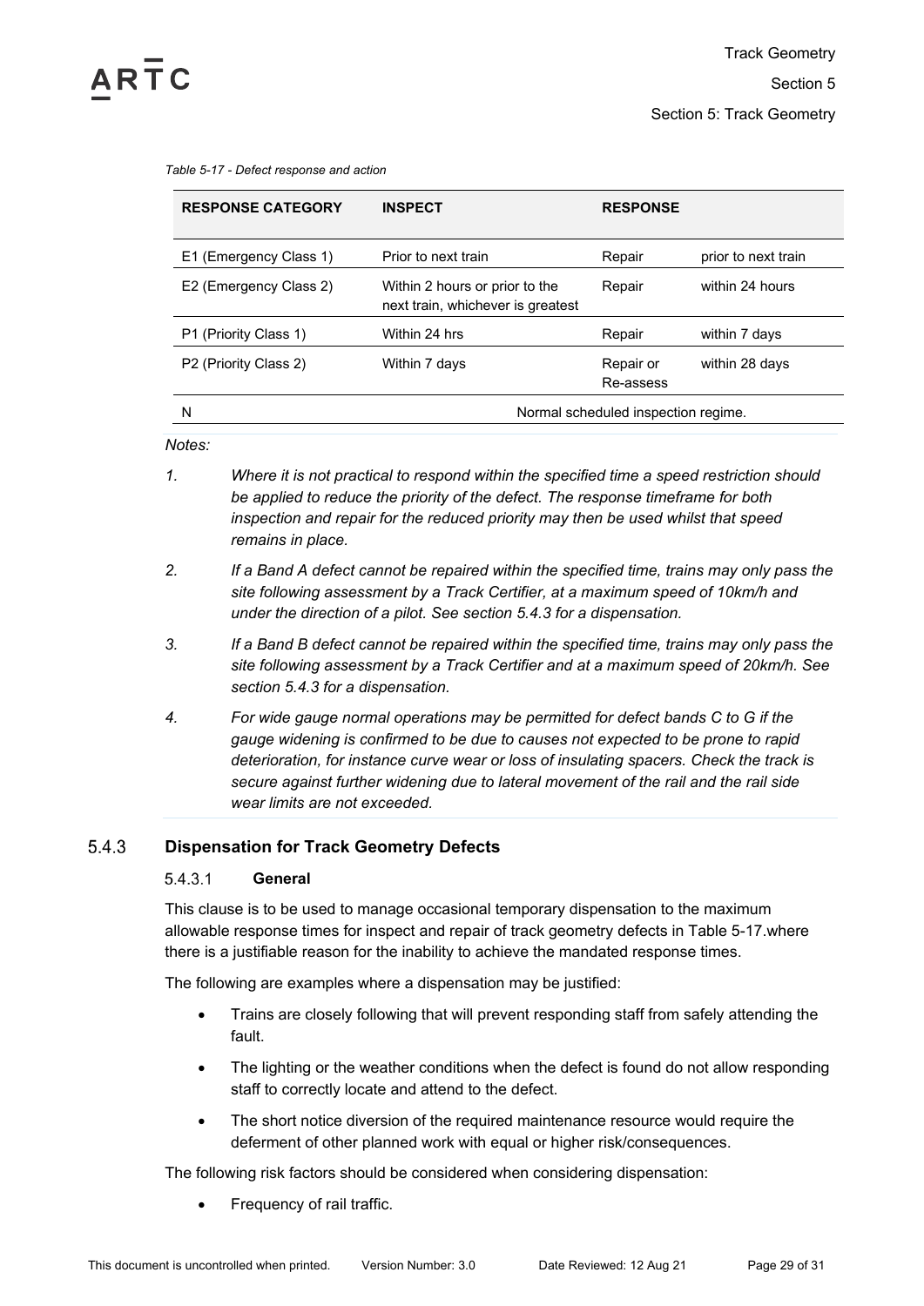*Table 5-17 - Defect response and action*

| RESPONSE CATEGORY | INSPECT | RESPONSE | |
|---|---|---|---|
| E1 (Emergency Class 1) | Prior to next train | Repair | prior to next train |
| E2 (Emergency Class 2) | Within 2 hours or prior to the next train, whichever is greatest | Repair | within 24 hours |
| P1 (Priority Class 1) | Within 24 hrs | Repair | within 7 days |
| P2 (Priority Class 2) | Within 7 days | Repair or Re-assess | within 28 days |
| N | Normal scheduled inspection regime. | | |

*Notes:*

1. *Where it is not practical to respond within the specified time a speed restriction should be applied to reduce the priority of the defect. The response timeframe for both inspection and repair for the reduced priority may then be used whilst that speed remains in place.*
2. *If a Band A defect cannot be repaired within the specified time, trains may only pass the site following assessment by a Track Certifier, at a maximum speed of 10km/h and under the direction of a pilot. See section 5.4.3 for a dispensation.*
3. *If a Band B defect cannot be repaired within the specified time, trains may only pass the site following assessment by a Track Certifier and at a maximum speed of 20km/h. See section 5.4.3 for a dispensation.*
4. *For wide gauge normal operations may be permitted for defect bands C to G if the gauge widening is confirmed to be due to causes not expected to be prone to rapid deterioration, for instance curve wear or loss of insulating spacers. Check the track is secure against further widening due to lateral movement of the rail and the rail side wear limits are not exceeded.*

### 5.4.3 Dispensation for Track Geometry Defects

#### 5.4.3.1 General

This clause is to be used to manage occasional temporary dispensation to the maximum allowable response times for inspect and repair of track geometry defects in Table 5-17.where there is a justifiable reason for the inability to achieve the mandated response times.

The following are examples where a dispensation may be justified:

- Trains are closely following that will prevent responding staff from safely attending the fault.
- The lighting or the weather conditions when the defect is found do not allow responding staff to correctly locate and attend to the defect.
- The short notice diversion of the required maintenance resource would require the deferment of other planned work with equal or higher risk/consequences.

The following risk factors should be considered when considering dispensation:

- Frequency of rail traffic.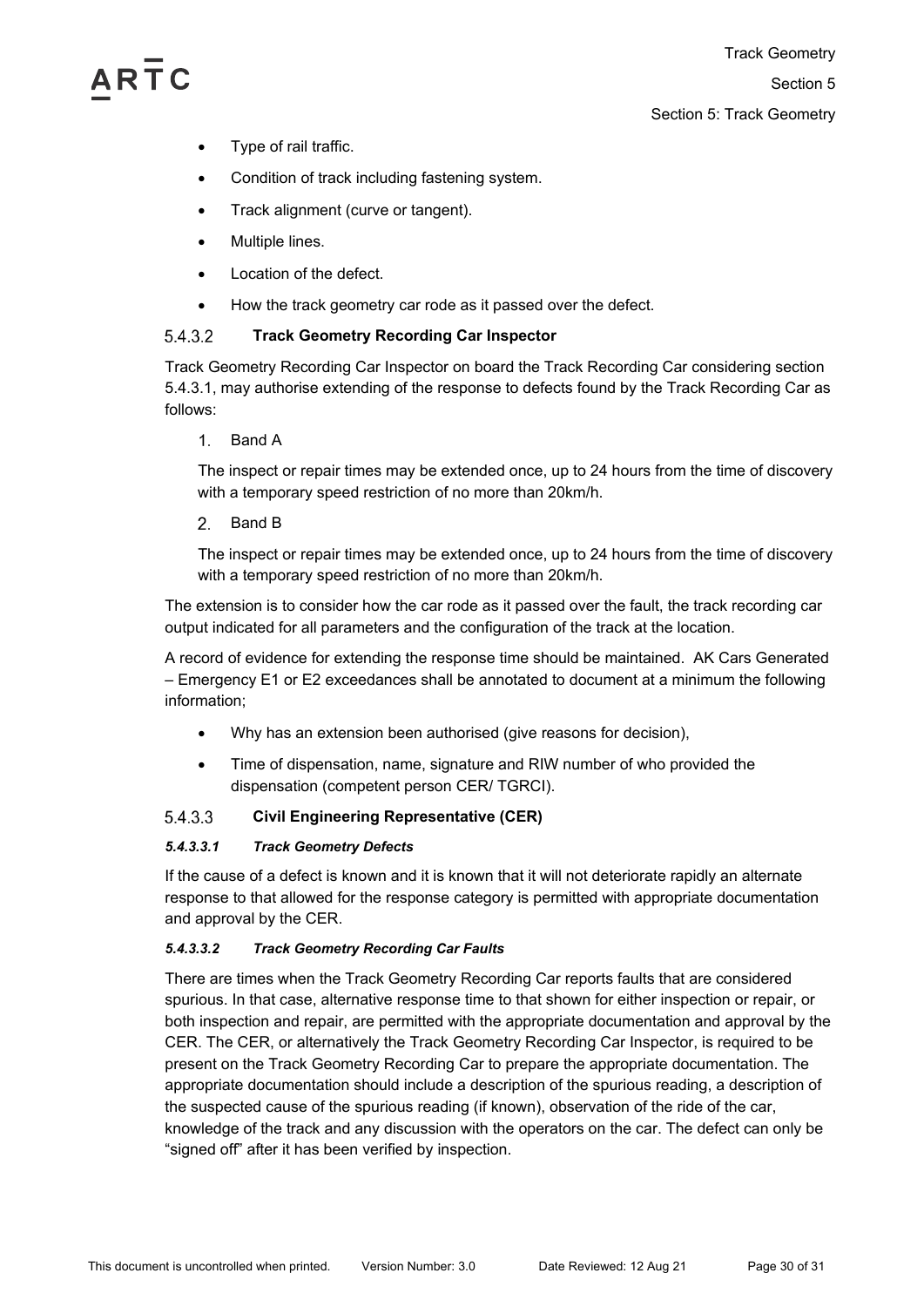- Type of rail traffic.
- Condition of track including fastening system.
- Track alignment (curve or tangent).
- Multiple lines.
- Location of the defect.
- How the track geometry car rode as it passed over the defect.

#### 5.4.3.2 Track Geometry Recording Car Inspector

Track Geometry Recording Car Inspector on board the Track Recording Car considering section 5.4.3.1, may authorise extending of the response to defects found by the Track Recording Car as follows:

1. Band A

   The inspect or repair times may be extended once, up to 24 hours from the time of discovery with a temporary speed restriction of no more than 20km/h.

2. Band B

   The inspect or repair times may be extended once, up to 24 hours from the time of discovery with a temporary speed restriction of no more than 20km/h.

The extension is to consider how the car rode as it passed over the fault, the track recording car output indicated for all parameters and the configuration of the track at the location.

A record of evidence for extending the response time should be maintained. AK Cars Generated – Emergency E1 or E2 exceedances shall be annotated to document at a minimum the following information;

- Why has an extension been authorised (give reasons for decision),
- Time of dispensation, name, signature and RIW number of who provided the dispensation (competent person CER/ TGRCI).

#### 5.4.3.3 Civil Engineering Representative (CER)

##### *5.4.3.3.1 Track Geometry Defects*

If the cause of a defect is known and it is known that it will not deteriorate rapidly an alternate response to that allowed for the response category is permitted with appropriate documentation and approval by the CER.

##### *5.4.3.3.2 Track Geometry Recording Car Faults*

There are times when the Track Geometry Recording Car reports faults that are considered spurious. In that case, alternative response time to that shown for either inspection or repair, or both inspection and repair, are permitted with the appropriate documentation and approval by the CER. The CER, or alternatively the Track Geometry Recording Car Inspector, is required to be present on the Track Geometry Recording Car to prepare the appropriate documentation. The appropriate documentation should include a description of the spurious reading, a description of the suspected cause of the spurious reading (if known), observation of the ride of the car, knowledge of the track and any discussion with the operators on the car. The defect can only be "signed off" after it has been verified by inspection.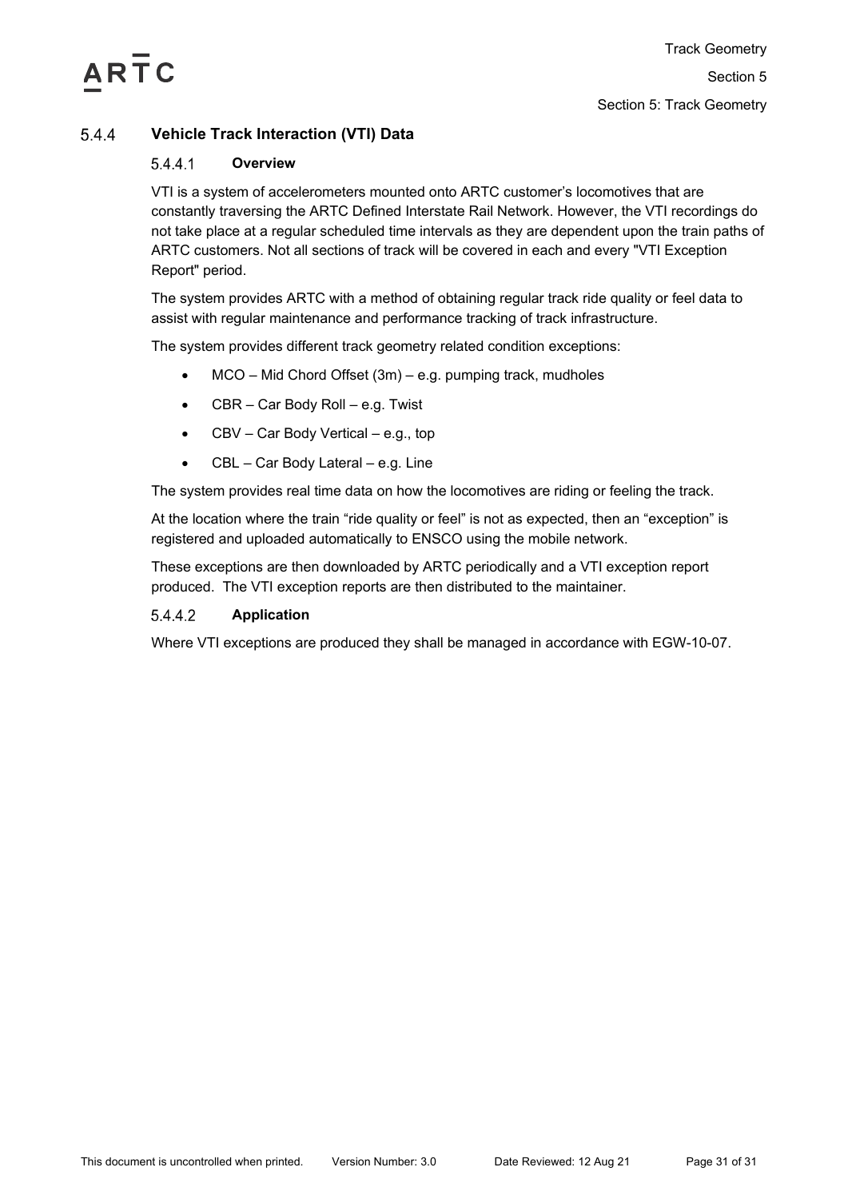### 5.4.4 Vehicle Track Interaction (VTI) Data

#### 5.4.4.1 Overview

VTI is a system of accelerometers mounted onto ARTC customer's locomotives that are constantly traversing the ARTC Defined Interstate Rail Network. However, the VTI recordings do not take place at a regular scheduled time intervals as they are dependent upon the train paths of ARTC customers. Not all sections of track will be covered in each and every "VTI Exception Report" period.

The system provides ARTC with a method of obtaining regular track ride quality or feel data to assist with regular maintenance and performance tracking of track infrastructure.

The system provides different track geometry related condition exceptions:

- MCO – Mid Chord Offset (3m) – e.g. pumping track, mudholes
- CBR – Car Body Roll – e.g. Twist
- CBV – Car Body Vertical – e.g., top
- CBL – Car Body Lateral – e.g. Line

The system provides real time data on how the locomotives are riding or feeling the track.

At the location where the train "ride quality or feel" is not as expected, then an "exception" is registered and uploaded automatically to ENSCO using the mobile network.

These exceptions are then downloaded by ARTC periodically and a VTI exception report produced. The VTI exception reports are then distributed to the maintainer.

#### 5.4.4.2 Application

Where VTI exceptions are produced they shall be managed in accordance with EGW-10-07.